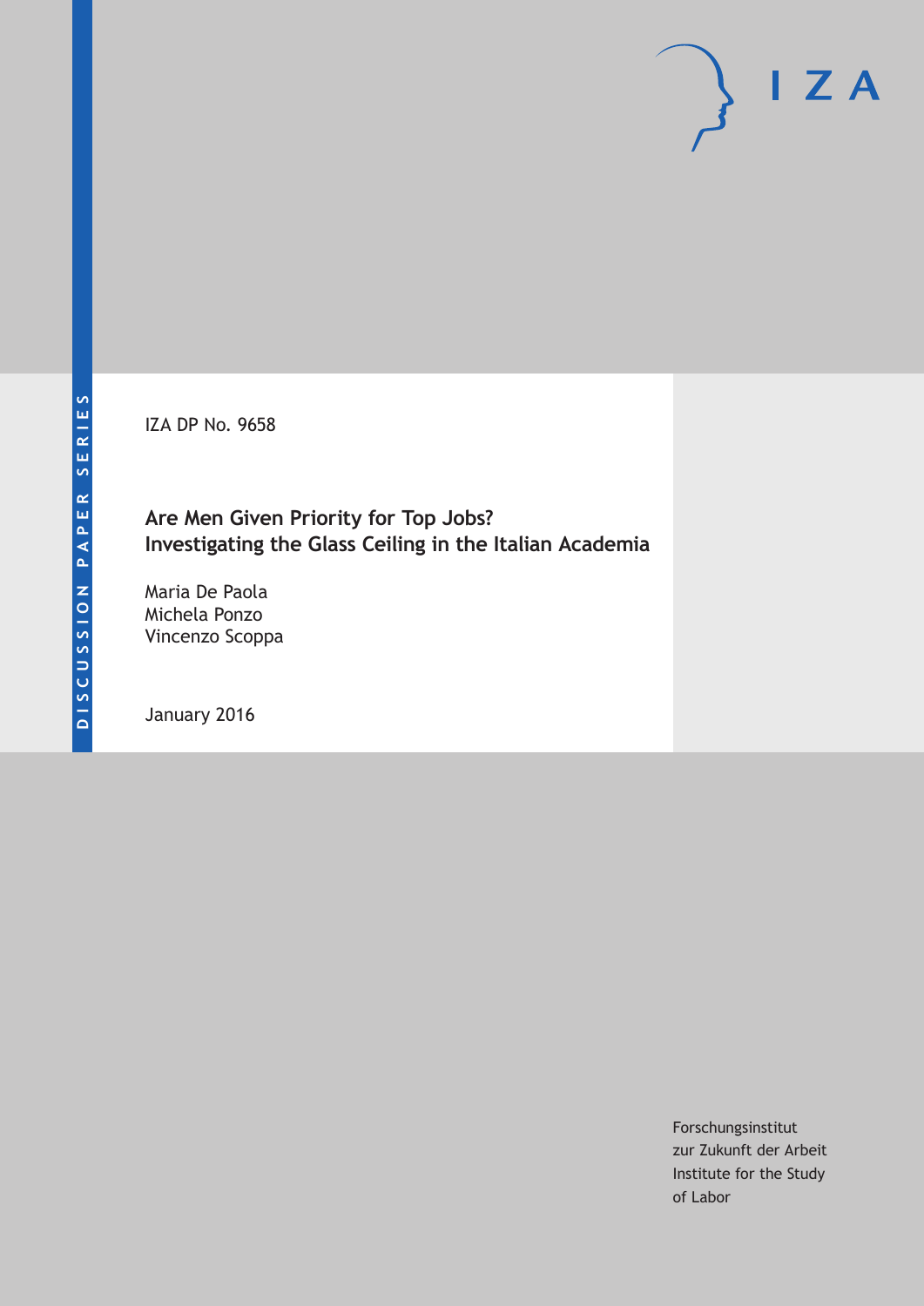DISCUSSION PAPER SERIES

IZA DP No. 9658

# Are Men Given Priority for Top Jobs? Investigating the Glass Ceiling in the Italian Academia

Maria De Paola
Michela Ponzo
Vincenzo Scoppa

January 2016

Forschungsinstitut
zur Zukunft der Arbeit
Institute for the Study
of Labor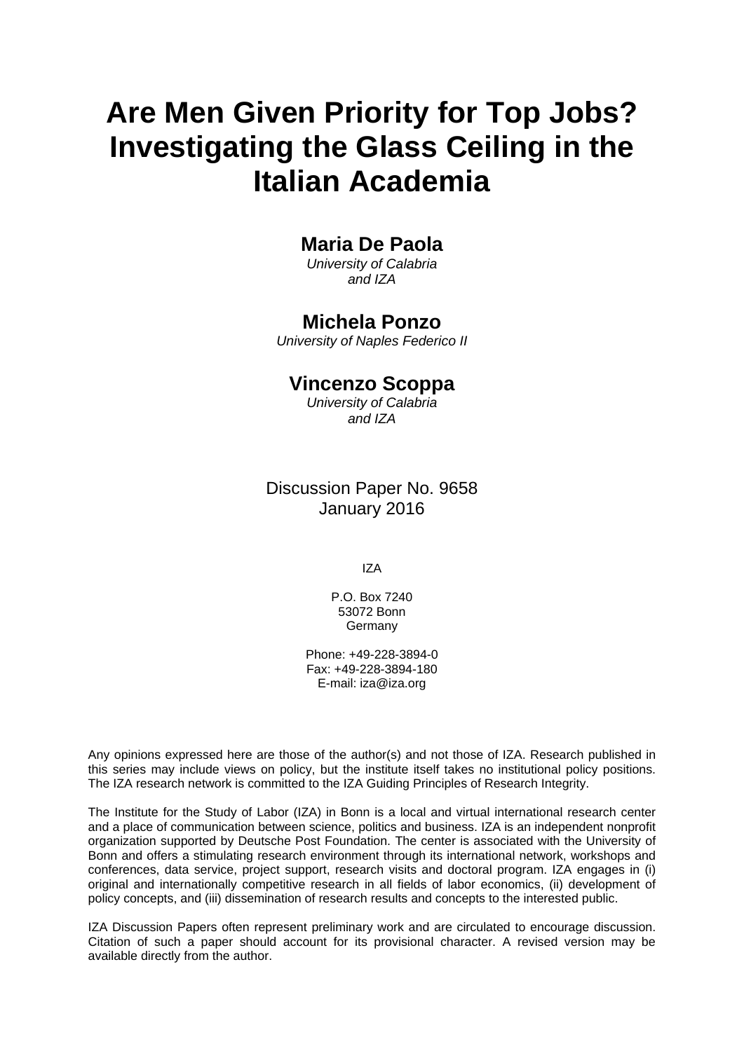# Are Men Given Priority for Top Jobs? Investigating the Glass Ceiling in the Italian Academia

**Maria De Paola**
*University of Calabria and IZA*

**Michela Ponzo**
*University of Naples Federico II*

**Vincenzo Scoppa**
*University of Calabria and IZA*

Discussion Paper No. 9658
January 2016

IZA

P.O. Box 7240
53072 Bonn
Germany

Phone: +49-228-3894-0
Fax: +49-228-3894-180
E-mail: iza@iza.org

Any opinions expressed here are those of the author(s) and not those of IZA. Research published in this series may include views on policy, but the institute itself takes no institutional policy positions. The IZA research network is committed to the IZA Guiding Principles of Research Integrity.

The Institute for the Study of Labor (IZA) in Bonn is a local and virtual international research center and a place of communication between science, politics and business. IZA is an independent nonprofit organization supported by Deutsche Post Foundation. The center is associated with the University of Bonn and offers a stimulating research environment through its international network, workshops and conferences, data service, project support, research visits and doctoral program. IZA engages in (i) original and internationally competitive research in all fields of labor economics, (ii) development of policy concepts, and (iii) dissemination of research results and concepts to the interested public.

IZA Discussion Papers often represent preliminary work and are circulated to encourage discussion. Citation of such a paper should account for its provisional character. A revised version may be available directly from the author.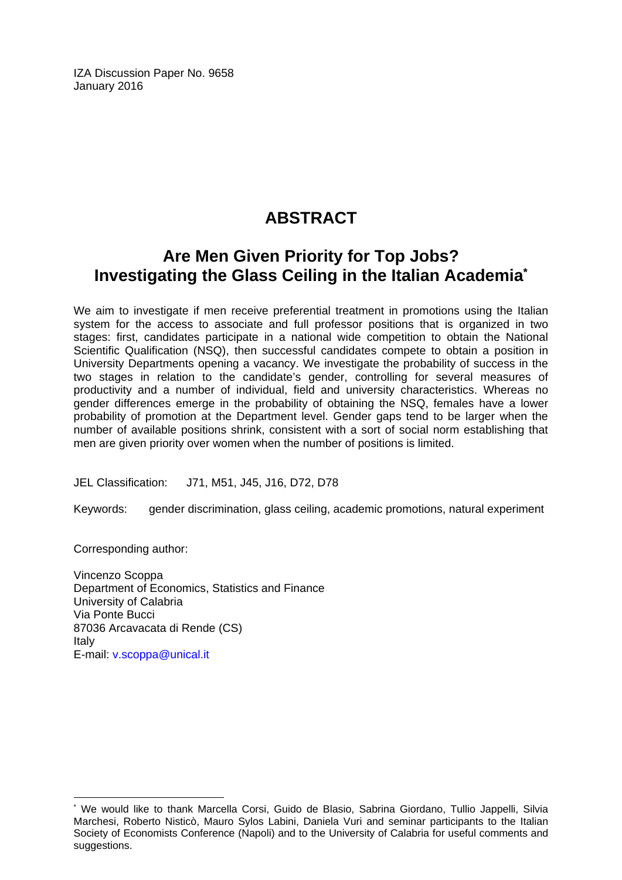IZA Discussion Paper No. 9658
January 2016

# ABSTRACT

## Are Men Given Priority for Top Jobs? Investigating the Glass Ceiling in the Italian Academia[*]

We aim to investigate if men receive preferential treatment in promotions using the Italian system for the access to associate and full professor positions that is organized in two stages: first, candidates participate in a national wide competition to obtain the National Scientific Qualification (NSQ), then successful candidates compete to obtain a position in University Departments opening a vacancy. We investigate the probability of success in the two stages in relation to the candidate's gender, controlling for several measures of productivity and a number of individual, field and university characteristics. Whereas no gender differences emerge in the probability of obtaining the NSQ, females have a lower probability of promotion at the Department level. Gender gaps tend to be larger when the number of available positions shrink, consistent with a sort of social norm establishing that men are given priority over women when the number of positions is limited.

JEL Classification: J71, M51, J45, J16, D72, D78

Keywords: gender discrimination, glass ceiling, academic promotions, natural experiment

Corresponding author:

Vincenzo Scoppa
Department of Economics, Statistics and Finance
University of Calabria
Via Ponte Bucci
87036 Arcavacata di Rende (CS)
Italy
E-mail: v.scoppa@unical.it

[*] We would like to thank Marcella Corsi, Guido de Blasio, Sabrina Giordano, Tullio Jappelli, Silvia Marchesi, Roberto Nisticò, Mauro Sylos Labini, Daniela Vuri and seminar participants to the Italian Society of Economists Conference (Napoli) and to the University of Calabria for useful comments and suggestions.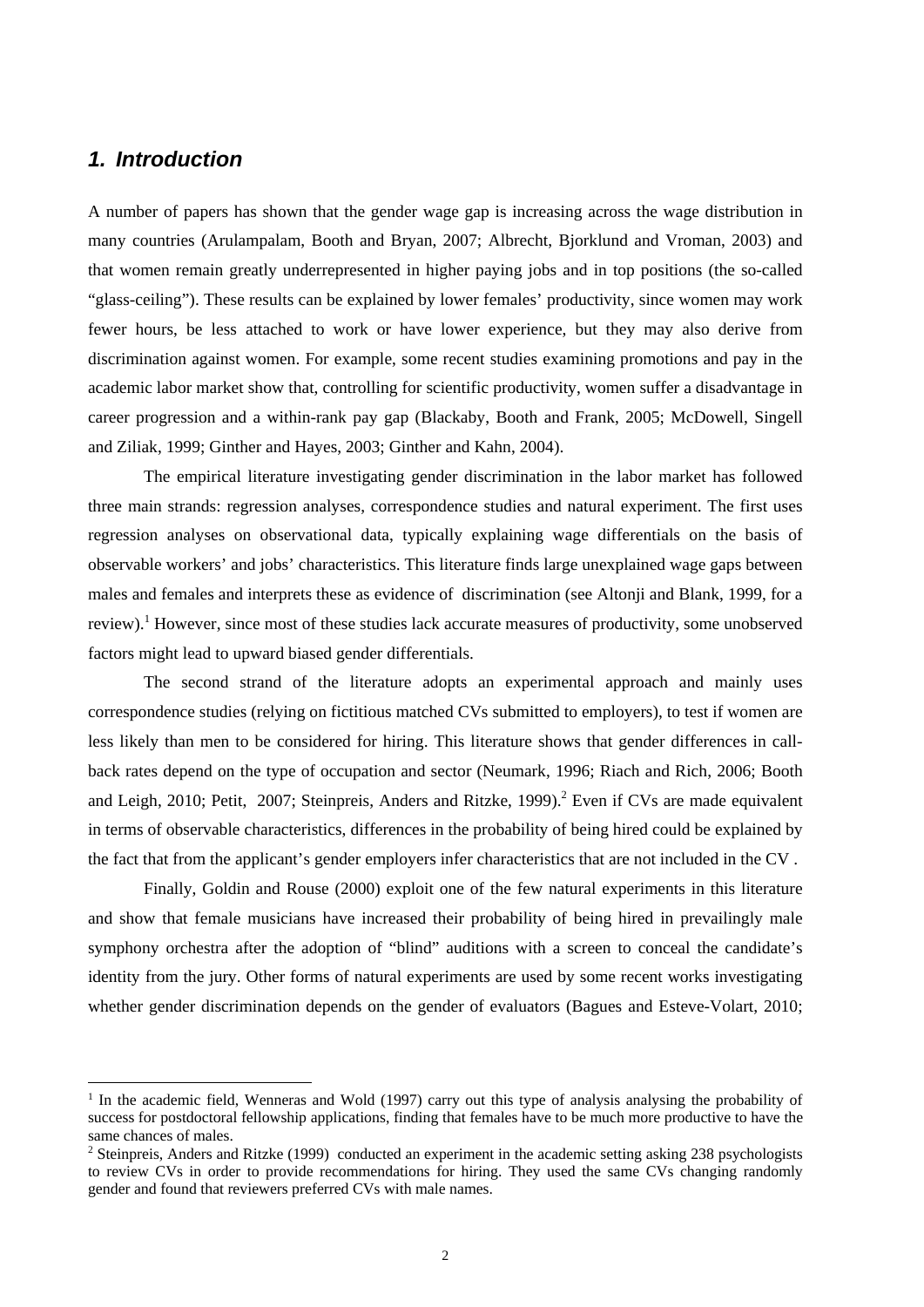## *1. Introduction*

A number of papers has shown that the gender wage gap is increasing across the wage distribution in many countries (Arulampalam, Booth and Bryan, 2007; Albrecht, Bjorklund and Vroman, 2003) and that women remain greatly underrepresented in higher paying jobs and in top positions (the so-called "glass-ceiling"). These results can be explained by lower females' productivity, since women may work fewer hours, be less attached to work or have lower experience, but they may also derive from discrimination against women. For example, some recent studies examining promotions and pay in the academic labor market show that, controlling for scientific productivity, women suffer a disadvantage in career progression and a within-rank pay gap (Blackaby, Booth and Frank, 2005; McDowell, Singell and Ziliak, 1999; Ginther and Hayes, 2003; Ginther and Kahn, 2004).

The empirical literature investigating gender discrimination in the labor market has followed three main strands: regression analyses, correspondence studies and natural experiment. The first uses regression analyses on observational data, typically explaining wage differentials on the basis of observable workers' and jobs' characteristics. This literature finds large unexplained wage gaps between males and females and interprets these as evidence of discrimination (see Altonji and Blank, 1999, for a review).[1] However, since most of these studies lack accurate measures of productivity, some unobserved factors might lead to upward biased gender differentials.

The second strand of the literature adopts an experimental approach and mainly uses correspondence studies (relying on fictitious matched CVs submitted to employers), to test if women are less likely than men to be considered for hiring. This literature shows that gender differences in call-back rates depend on the type of occupation and sector (Neumark, 1996; Riach and Rich, 2006; Booth and Leigh, 2010; Petit, 2007; Steinpreis, Anders and Ritzke, 1999).[2] Even if CVs are made equivalent in terms of observable characteristics, differences in the probability of being hired could be explained by the fact that from the applicant's gender employers infer characteristics that are not included in the CV .

Finally, Goldin and Rouse (2000) exploit one of the few natural experiments in this literature and show that female musicians have increased their probability of being hired in prevailingly male symphony orchestra after the adoption of "blind" auditions with a screen to conceal the candidate's identity from the jury. Other forms of natural experiments are used by some recent works investigating whether gender discrimination depends on the gender of evaluators (Bagues and Esteve-Volart, 2010;

---

[1] In the academic field, Wenneras and Wold (1997) carry out this type of analysis analysing the probability of success for postdoctoral fellowship applications, finding that females have to be much more productive to have the same chances of males.

[2] Steinpreis, Anders and Ritzke (1999) conducted an experiment in the academic setting asking 238 psychologists to review CVs in order to provide recommendations for hiring. They used the same CVs changing randomly gender and found that reviewers preferred CVs with male names.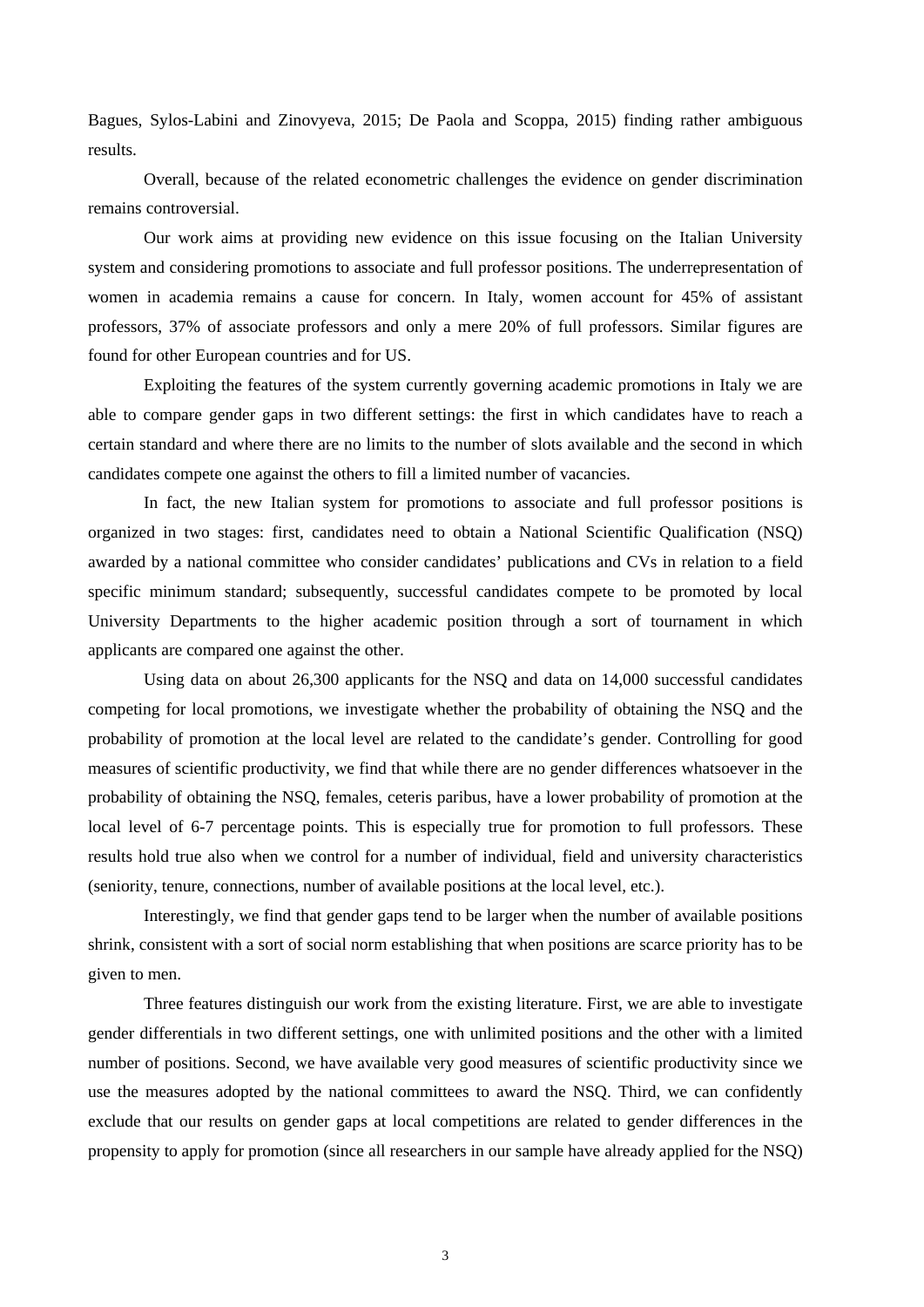Bagues, Sylos-Labini and Zinovyeva, 2015; De Paola and Scoppa, 2015) finding rather ambiguous results.

Overall, because of the related econometric challenges the evidence on gender discrimination remains controversial.

Our work aims at providing new evidence on this issue focusing on the Italian University system and considering promotions to associate and full professor positions. The underrepresentation of women in academia remains a cause for concern. In Italy, women account for 45% of assistant professors, 37% of associate professors and only a mere 20% of full professors. Similar figures are found for other European countries and for US.

Exploiting the features of the system currently governing academic promotions in Italy we are able to compare gender gaps in two different settings: the first in which candidates have to reach a certain standard and where there are no limits to the number of slots available and the second in which candidates compete one against the others to fill a limited number of vacancies.

In fact, the new Italian system for promotions to associate and full professor positions is organized in two stages: first, candidates need to obtain a National Scientific Qualification (NSQ) awarded by a national committee who consider candidates' publications and CVs in relation to a field specific minimum standard; subsequently, successful candidates compete to be promoted by local University Departments to the higher academic position through a sort of tournament in which applicants are compared one against the other.

Using data on about 26,300 applicants for the NSQ and data on 14,000 successful candidates competing for local promotions, we investigate whether the probability of obtaining the NSQ and the probability of promotion at the local level are related to the candidate's gender. Controlling for good measures of scientific productivity, we find that while there are no gender differences whatsoever in the probability of obtaining the NSQ, females, ceteris paribus, have a lower probability of promotion at the local level of 6-7 percentage points. This is especially true for promotion to full professors. These results hold true also when we control for a number of individual, field and university characteristics (seniority, tenure, connections, number of available positions at the local level, etc.).

Interestingly, we find that gender gaps tend to be larger when the number of available positions shrink, consistent with a sort of social norm establishing that when positions are scarce priority has to be given to men.

Three features distinguish our work from the existing literature. First, we are able to investigate gender differentials in two different settings, one with unlimited positions and the other with a limited number of positions. Second, we have available very good measures of scientific productivity since we use the measures adopted by the national committees to award the NSQ. Third, we can confidently exclude that our results on gender gaps at local competitions are related to gender differences in the propensity to apply for promotion (since all researchers in our sample have already applied for the NSQ)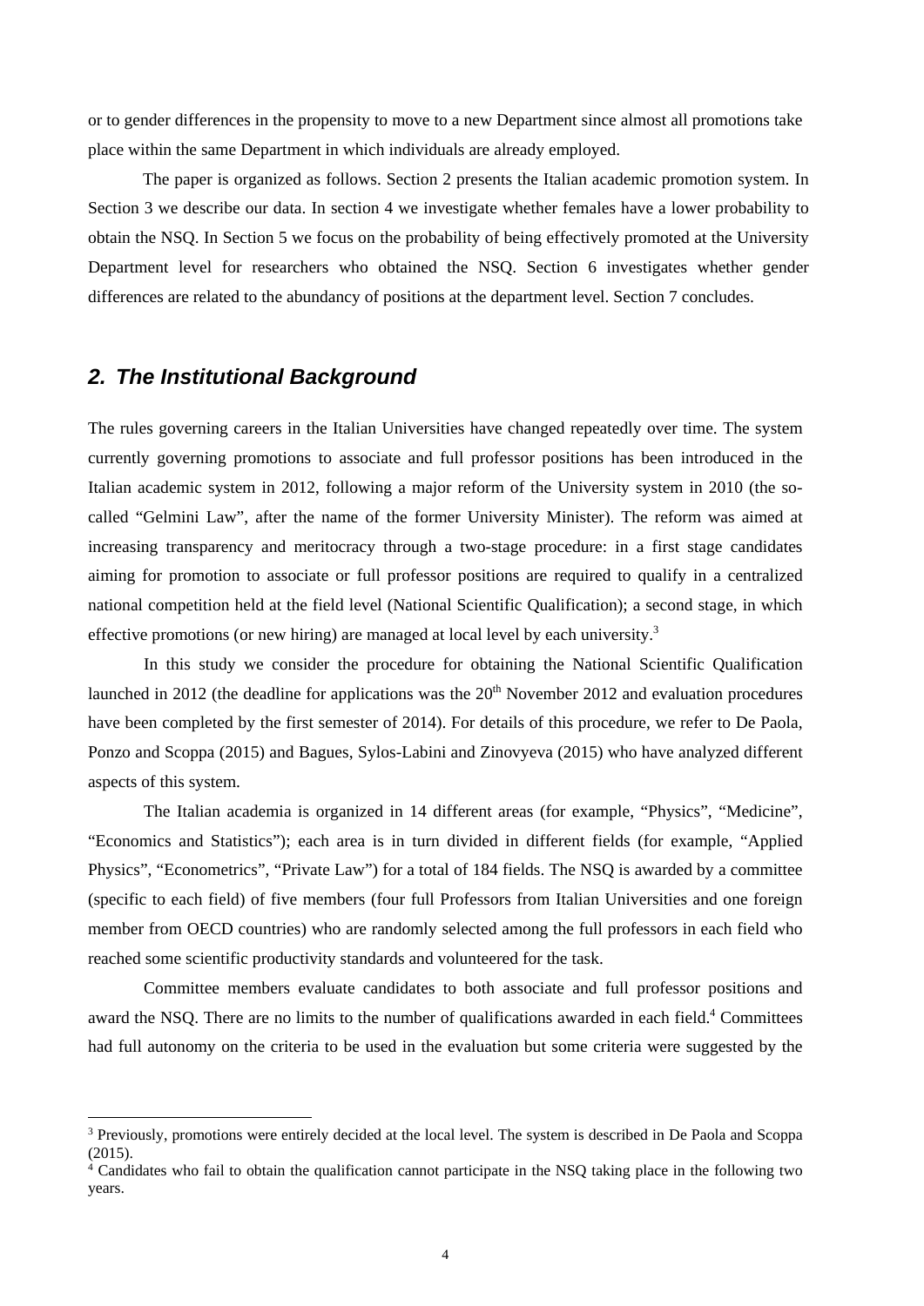or to gender differences in the propensity to move to a new Department since almost all promotions take place within the same Department in which individuals are already employed.

The paper is organized as follows. Section 2 presents the Italian academic promotion system. In Section 3 we describe our data. In section 4 we investigate whether females have a lower probability to obtain the NSQ. In Section 5 we focus on the probability of being effectively promoted at the University Department level for researchers who obtained the NSQ. Section 6 investigates whether gender differences are related to the abundancy of positions at the department level. Section 7 concludes.

## *2. The Institutional Background*

The rules governing careers in the Italian Universities have changed repeatedly over time. The system currently governing promotions to associate and full professor positions has been introduced in the Italian academic system in 2012, following a major reform of the University system in 2010 (the so-called "Gelmini Law", after the name of the former University Minister). The reform was aimed at increasing transparency and meritocracy through a two-stage procedure: in a first stage candidates aiming for promotion to associate or full professor positions are required to qualify in a centralized national competition held at the field level (National Scientific Qualification); a second stage, in which effective promotions (or new hiring) are managed at local level by each university.[3]

In this study we consider the procedure for obtaining the National Scientific Qualification launched in 2012 (the deadline for applications was the 20th November 2012 and evaluation procedures have been completed by the first semester of 2014). For details of this procedure, we refer to De Paola, Ponzo and Scoppa (2015) and Bagues, Sylos-Labini and Zinovyeva (2015) who have analyzed different aspects of this system.

The Italian academia is organized in 14 different areas (for example, "Physics", "Medicine", "Economics and Statistics"); each area is in turn divided in different fields (for example, "Applied Physics", "Econometrics", "Private Law") for a total of 184 fields. The NSQ is awarded by a committee (specific to each field) of five members (four full Professors from Italian Universities and one foreign member from OECD countries) who are randomly selected among the full professors in each field who reached some scientific productivity standards and volunteered for the task.

Committee members evaluate candidates to both associate and full professor positions and award the NSQ. There are no limits to the number of qualifications awarded in each field.[4] Committees had full autonomy on the criteria to be used in the evaluation but some criteria were suggested by the

---

[3] Previously, promotions were entirely decided at the local level. The system is described in De Paola and Scoppa (2015).

[4] Candidates who fail to obtain the qualification cannot participate in the NSQ taking place in the following two years.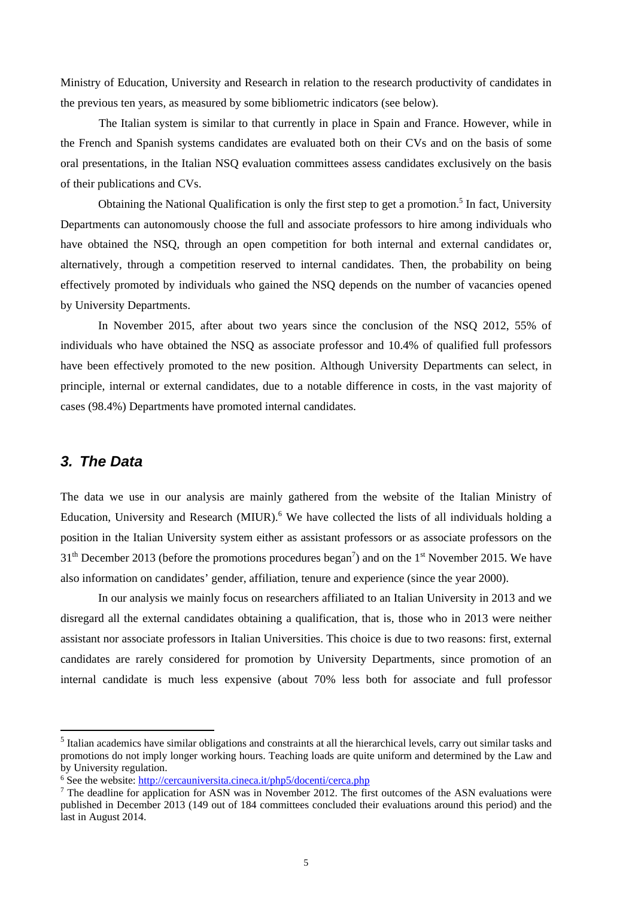Ministry of Education, University and Research in relation to the research productivity of candidates in the previous ten years, as measured by some bibliometric indicators (see below).

The Italian system is similar to that currently in place in Spain and France. However, while in the French and Spanish systems candidates are evaluated both on their CVs and on the basis of some oral presentations, in the Italian NSQ evaluation committees assess candidates exclusively on the basis of their publications and CVs.

Obtaining the National Qualification is only the first step to get a promotion.[5] In fact, University Departments can autonomously choose the full and associate professors to hire among individuals who have obtained the NSQ, through an open competition for both internal and external candidates or, alternatively, through a competition reserved to internal candidates. Then, the probability on being effectively promoted by individuals who gained the NSQ depends on the number of vacancies opened by University Departments.

In November 2015, after about two years since the conclusion of the NSQ 2012, 55% of individuals who have obtained the NSQ as associate professor and 10.4% of qualified full professors have been effectively promoted to the new position. Although University Departments can select, in principle, internal or external candidates, due to a notable difference in costs, in the vast majority of cases (98.4%) Departments have promoted internal candidates.

## *3. The Data*

The data we use in our analysis are mainly gathered from the website of the Italian Ministry of Education, University and Research (MIUR).[6] We have collected the lists of all individuals holding a position in the Italian University system either as assistant professors or as associate professors on the 31[th] December 2013 (before the promotions procedures began[7]) and on the 1[st] November 2015. We have also information on candidates' gender, affiliation, tenure and experience (since the year 2000).

In our analysis we mainly focus on researchers affiliated to an Italian University in 2013 and we disregard all the external candidates obtaining a qualification, that is, those who in 2013 were neither assistant nor associate professors in Italian Universities. This choice is due to two reasons: first, external candidates are rarely considered for promotion by University Departments, since promotion of an internal candidate is much less expensive (about 70% less both for associate and full professor

---

[5] Italian academics have similar obligations and constraints at all the hierarchical levels, carry out similar tasks and promotions do not imply longer working hours. Teaching loads are quite uniform and determined by the Law and by University regulation.

[6] See the website: http://cercauniversita.cineca.it/php5/docenti/cerca.php

[7] The deadline for application for ASN was in November 2012. The first outcomes of the ASN evaluations were published in December 2013 (149 out of 184 committees concluded their evaluations around this period) and the last in August 2014.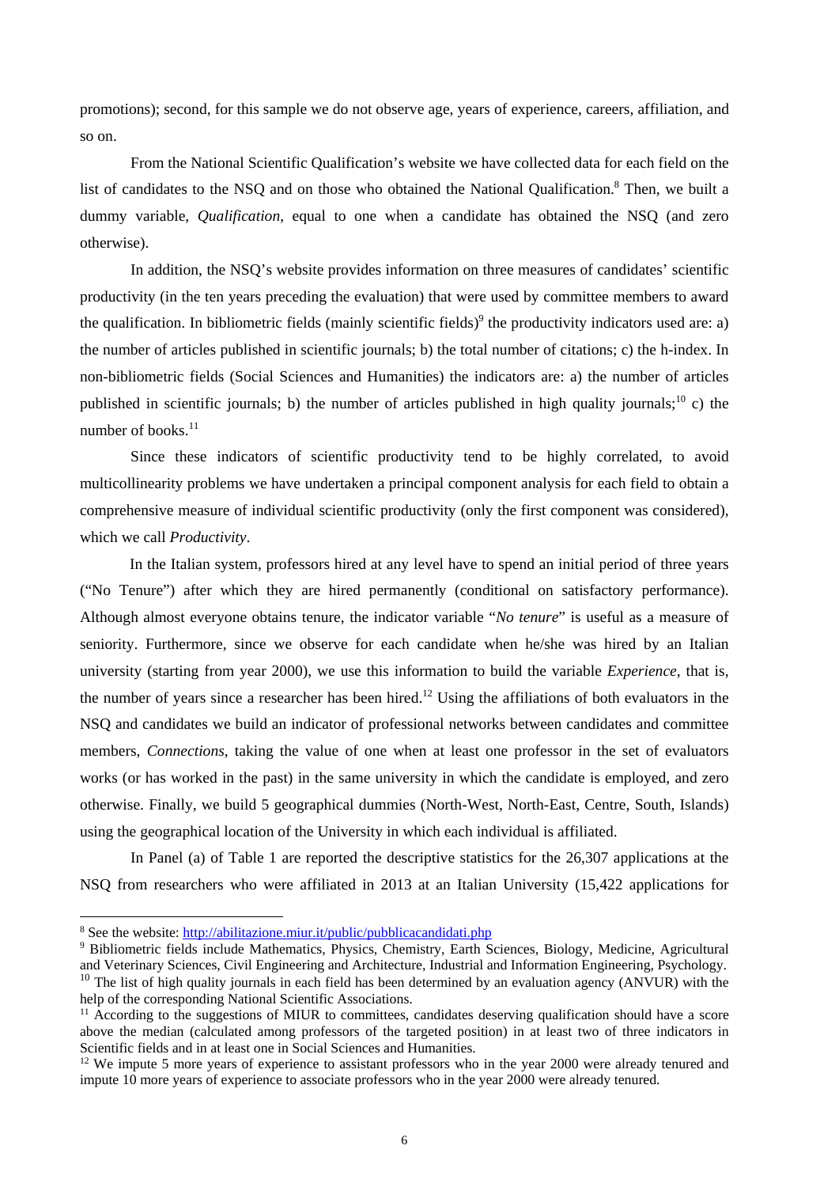promotions); second, for this sample we do not observe age, years of experience, careers, affiliation, and so on.

From the National Scientific Qualification's website we have collected data for each field on the list of candidates to the NSQ and on those who obtained the National Qualification.[8] Then, we built a dummy variable, *Qualification*, equal to one when a candidate has obtained the NSQ (and zero otherwise).

In addition, the NSQ's website provides information on three measures of candidates' scientific productivity (in the ten years preceding the evaluation) that were used by committee members to award the qualification. In bibliometric fields (mainly scientific fields)[9] the productivity indicators used are: a) the number of articles published in scientific journals; b) the total number of citations; c) the h-index. In non-bibliometric fields (Social Sciences and Humanities) the indicators are: a) the number of articles published in scientific journals; b) the number of articles published in high quality journals;[10] c) the number of books.[11]

Since these indicators of scientific productivity tend to be highly correlated, to avoid multicollinearity problems we have undertaken a principal component analysis for each field to obtain a comprehensive measure of individual scientific productivity (only the first component was considered), which we call *Productivity*.

In the Italian system, professors hired at any level have to spend an initial period of three years ("No Tenure") after which they are hired permanently (conditional on satisfactory performance). Although almost everyone obtains tenure, the indicator variable "*No tenure*" is useful as a measure of seniority. Furthermore, since we observe for each candidate when he/she was hired by an Italian university (starting from year 2000), we use this information to build the variable *Experience*, that is, the number of years since a researcher has been hired.[12] Using the affiliations of both evaluators in the NSQ and candidates we build an indicator of professional networks between candidates and committee members, *Connections*, taking the value of one when at least one professor in the set of evaluators works (or has worked in the past) in the same university in which the candidate is employed, and zero otherwise. Finally, we build 5 geographical dummies (North-West, North-East, Centre, South, Islands) using the geographical location of the University in which each individual is affiliated.

In Panel (a) of Table 1 are reported the descriptive statistics for the 26,307 applications at the NSQ from researchers who were affiliated in 2013 at an Italian University (15,422 applications for

---

[8] See the website: http://abilitazione.miur.it/public/pubblicacandidati.php

[9] Bibliometric fields include Mathematics, Physics, Chemistry, Earth Sciences, Biology, Medicine, Agricultural and Veterinary Sciences, Civil Engineering and Architecture, Industrial and Information Engineering, Psychology.

[10] The list of high quality journals in each field has been determined by an evaluation agency (ANVUR) with the help of the corresponding National Scientific Associations.

[11] According to the suggestions of MIUR to committees, candidates deserving qualification should have a score above the median (calculated among professors of the targeted position) in at least two of three indicators in Scientific fields and in at least one in Social Sciences and Humanities.

[12] We impute 5 more years of experience to assistant professors who in the year 2000 were already tenured and impute 10 more years of experience to associate professors who in the year 2000 were already tenured.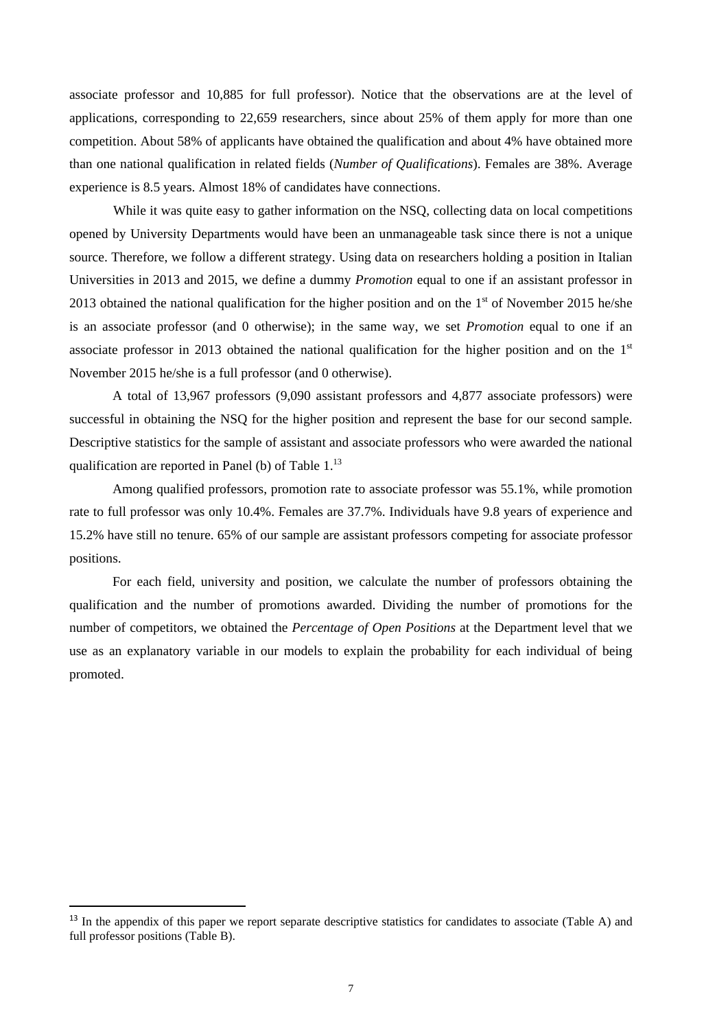associate professor and 10,885 for full professor). Notice that the observations are at the level of applications, corresponding to 22,659 researchers, since about 25% of them apply for more than one competition. About 58% of applicants have obtained the qualification and about 4% have obtained more than one national qualification in related fields (*Number of Qualifications*). Females are 38%. Average experience is 8.5 years. Almost 18% of candidates have connections.

While it was quite easy to gather information on the NSQ, collecting data on local competitions opened by University Departments would have been an unmanageable task since there is not a unique source. Therefore, we follow a different strategy. Using data on researchers holding a position in Italian Universities in 2013 and 2015, we define a dummy *Promotion* equal to one if an assistant professor in 2013 obtained the national qualification for the higher position and on the 1st of November 2015 he/she is an associate professor (and 0 otherwise); in the same way, we set *Promotion* equal to one if an associate professor in 2013 obtained the national qualification for the higher position and on the 1st November 2015 he/she is a full professor (and 0 otherwise).

A total of 13,967 professors (9,090 assistant professors and 4,877 associate professors) were successful in obtaining the NSQ for the higher position and represent the base for our second sample. Descriptive statistics for the sample of assistant and associate professors who were awarded the national qualification are reported in Panel (b) of Table 1.[13]

Among qualified professors, promotion rate to associate professor was 55.1%, while promotion rate to full professor was only 10.4%. Females are 37.7%. Individuals have 9.8 years of experience and 15.2% have still no tenure. 65% of our sample are assistant professors competing for associate professor positions.

For each field, university and position, we calculate the number of professors obtaining the qualification and the number of promotions awarded. Dividing the number of promotions for the number of competitors, we obtained the *Percentage of Open Positions* at the Department level that we use as an explanatory variable in our models to explain the probability for each individual of being promoted.

[13] In the appendix of this paper we report separate descriptive statistics for candidates to associate (Table A) and full professor positions (Table B).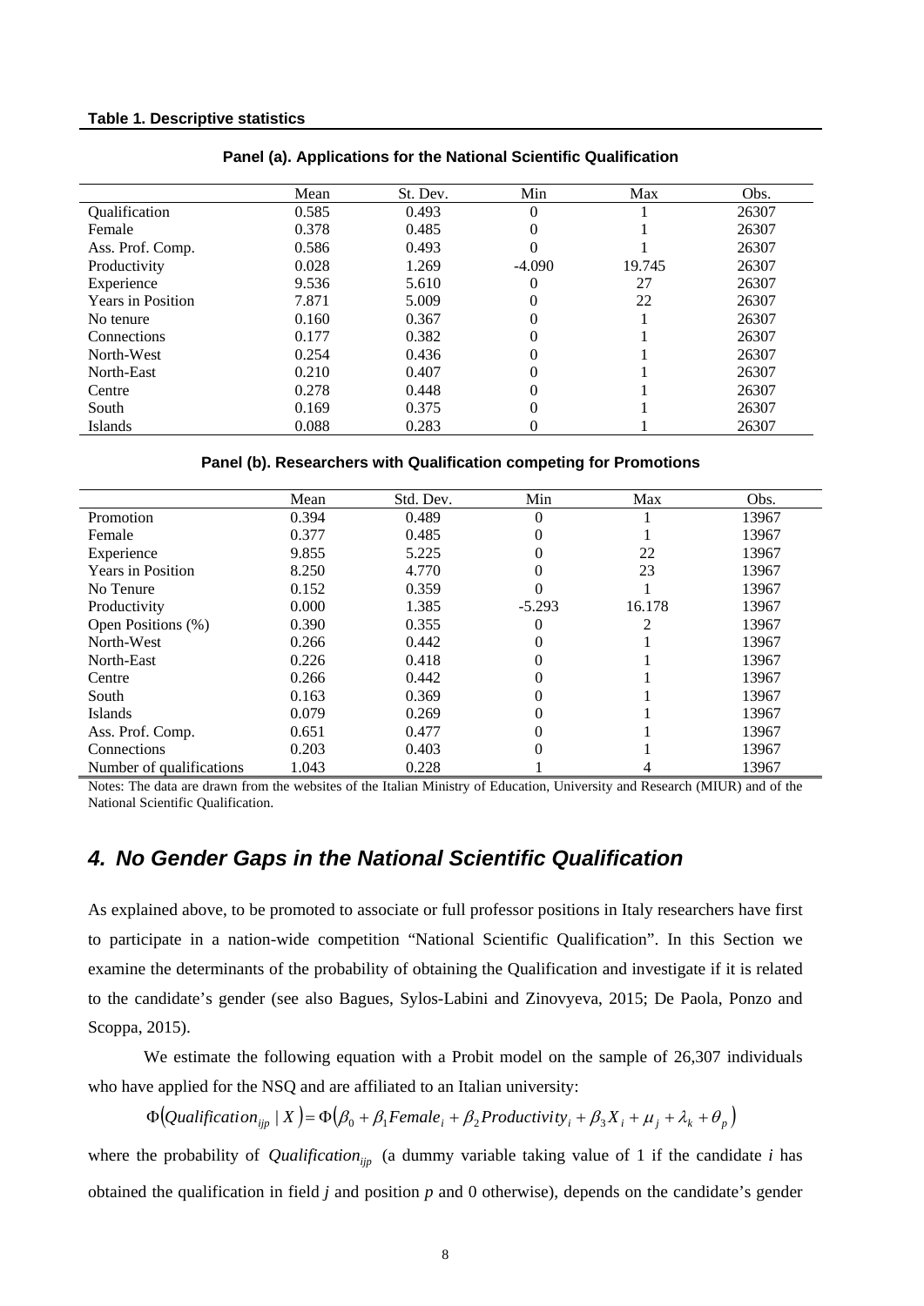**Table 1. Descriptive statistics**

**Panel (a). Applications for the National Scientific Qualification**

| | Mean | St. Dev. | Min | Max | Obs. |
|---|---|---|---|---|---|
| Qualification | 0.585 | 0.493 | 0 | 1 | 26307 |
| Female | 0.378 | 0.485 | 0 | 1 | 26307 |
| Ass. Prof. Comp. | 0.586 | 0.493 | 0 | 1 | 26307 |
| Productivity | 0.028 | 1.269 | -4.090 | 19.745 | 26307 |
| Experience | 9.536 | 5.610 | 0 | 27 | 26307 |
| Years in Position | 7.871 | 5.009 | 0 | 22 | 26307 |
| No tenure | 0.160 | 0.367 | 0 | 1 | 26307 |
| Connections | 0.177 | 0.382 | 0 | 1 | 26307 |
| North-West | 0.254 | 0.436 | 0 | 1 | 26307 |
| North-East | 0.210 | 0.407 | 0 | 1 | 26307 |
| Centre | 0.278 | 0.448 | 0 | 1 | 26307 |
| South | 0.169 | 0.375 | 0 | 1 | 26307 |
| Islands | 0.088 | 0.283 | 0 | 1 | 26307 |

**Panel (b). Researchers with Qualification competing for Promotions**

| | Mean | Std. Dev. | Min | Max | Obs. |
|---|---|---|---|---|---|
| Promotion | 0.394 | 0.489 | 0 | 1 | 13967 |
| Female | 0.377 | 0.485 | 0 | 1 | 13967 |
| Experience | 9.855 | 5.225 | 0 | 22 | 13967 |
| Years in Position | 8.250 | 4.770 | 0 | 23 | 13967 |
| No Tenure | 0.152 | 0.359 | 0 | 1 | 13967 |
| Productivity | 0.000 | 1.385 | -5.293 | 16.178 | 13967 |
| Open Positions (%) | 0.390 | 0.355 | 0 | 2 | 13967 |
| North-West | 0.266 | 0.442 | 0 | 1 | 13967 |
| North-East | 0.226 | 0.418 | 0 | 1 | 13967 |
| Centre | 0.266 | 0.442 | 0 | 1 | 13967 |
| South | 0.163 | 0.369 | 0 | 1 | 13967 |
| Islands | 0.079 | 0.269 | 0 | 1 | 13967 |
| Ass. Prof. Comp. | 0.651 | 0.477 | 0 | 1 | 13967 |
| Connections | 0.203 | 0.403 | 0 | 1 | 13967 |
| Number of qualifications | 1.043 | 0.228 | 1 | 4 | 13967 |

Notes: The data are drawn from the websites of the Italian Ministry of Education, University and Research (MIUR) and of the National Scientific Qualification.

## 4. No Gender Gaps in the National Scientific Qualification

As explained above, to be promoted to associate or full professor positions in Italy researchers have first to participate in a nation-wide competition "National Scientific Qualification". In this Section we examine the determinants of the probability of obtaining the Qualification and investigate if it is related to the candidate's gender (see also Bagues, Sylos-Labini and Zinovyeva, 2015; De Paola, Ponzo and Scoppa, 2015).

We estimate the following equation with a Probit model on the sample of 26,307 individuals who have applied for the NSQ and are affiliated to an Italian university:

$$\Phi\left(Qualification_{ijp} \mid X\right) = \Phi\left(\beta_0 + \beta_1 Female_i + \beta_2 Productivity_i + \beta_3 X_i + \mu_j + \lambda_k + \theta_p\right)$$

where the probability of $Qualification_{ijp}$ (a dummy variable taking value of 1 if the candidate $i$ has obtained the qualification in field $j$ and position $p$ and 0 otherwise), depends on the candidate's gender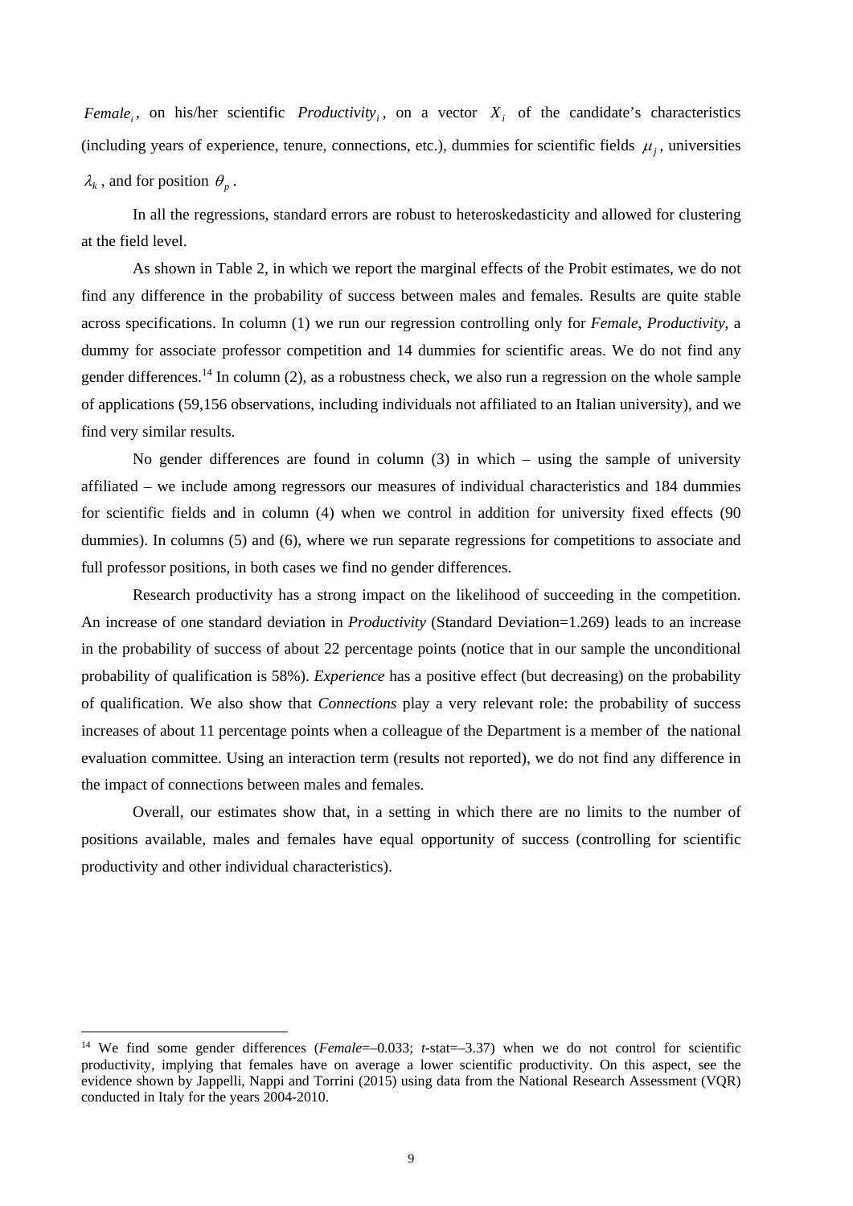$Female_i$, on his/her scientific $Productivity_i$, on a vector $X_i$ of the candidate's characteristics (including years of experience, tenure, connections, etc.), dummies for scientific fields $\mu_j$, universities $\lambda_k$, and for position $\theta_p$.

In all the regressions, standard errors are robust to heteroskedasticity and allowed for clustering at the field level.

As shown in Table 2, in which we report the marginal effects of the Probit estimates, we do not find any difference in the probability of success between males and females. Results are quite stable across specifications. In column (1) we run our regression controlling only for *Female*, *Productivity*, a dummy for associate professor competition and 14 dummies for scientific areas. We do not find any gender differences.[14] In column (2), as a robustness check, we also run a regression on the whole sample of applications (59,156 observations, including individuals not affiliated to an Italian university), and we find very similar results.

No gender differences are found in column (3) in which – using the sample of university affiliated – we include among regressors our measures of individual characteristics and 184 dummies for scientific fields and in column (4) when we control in addition for university fixed effects (90 dummies). In columns (5) and (6), where we run separate regressions for competitions to associate and full professor positions, in both cases we find no gender differences.

Research productivity has a strong impact on the likelihood of succeeding in the competition. An increase of one standard deviation in *Productivity* (Standard Deviation=1.269) leads to an increase in the probability of success of about 22 percentage points (notice that in our sample the unconditional probability of qualification is 58%). *Experience* has a positive effect (but decreasing) on the probability of qualification. We also show that *Connections* play a very relevant role: the probability of success increases of about 11 percentage points when a colleague of the Department is a member of the national evaluation committee. Using an interaction term (results not reported), we do not find any difference in the impact of connections between males and females.

Overall, our estimates show that, in a setting in which there are no limits to the number of positions available, males and females have equal opportunity of success (controlling for scientific productivity and other individual characteristics).

---

[14] We find some gender differences (*Female*=–0.033; *t*-stat=–3.37) when we do not control for scientific productivity, implying that females have on average a lower scientific productivity. On this aspect, see the evidence shown by Jappelli, Nappi and Torrini (2015) using data from the National Research Assessment (VQR) conducted in Italy for the years 2004-2010.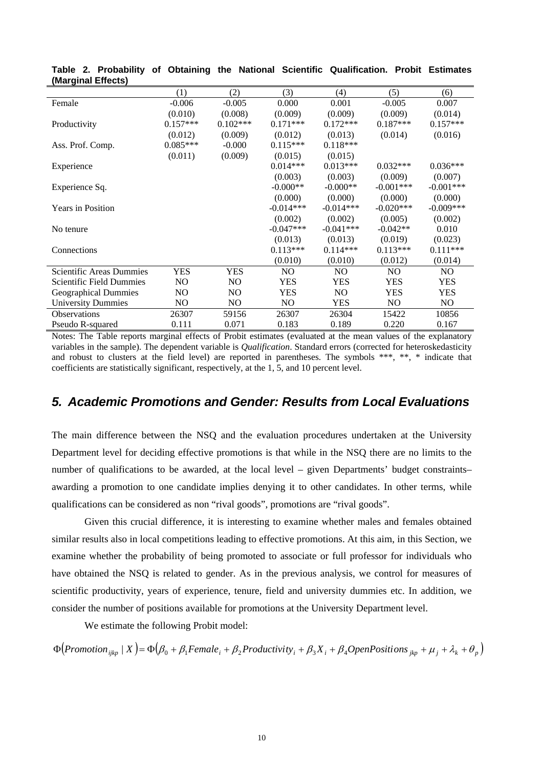**Table 2. Probability of Obtaining the National Scientific Qualification. Probit Estimates (Marginal Effects)**

| | (1) | (2) | (3) | (4) | (5) | (6) |
|---|---|---|---|---|---|---|
| Female | -0.006 | -0.005 | 0.000 | 0.001 | -0.005 | 0.007 |
| | (0.010) | (0.008) | (0.009) | (0.009) | (0.009) | (0.014) |
| Productivity | 0.157*** | 0.102*** | 0.171*** | 0.172*** | 0.187*** | 0.157*** |
| | (0.012) | (0.009) | (0.012) | (0.013) | (0.014) | (0.016) |
| Ass. Prof. Comp. | 0.085*** | -0.000 | 0.115*** | 0.118*** | | |
| | (0.011) | (0.009) | (0.015) | (0.015) | | |
| Experience | | | 0.014*** | 0.013*** | 0.032*** | 0.036*** |
| | | | (0.003) | (0.003) | (0.009) | (0.007) |
| Experience Sq. | | | -0.000** | -0.000** | -0.001*** | -0.001*** |
| | | | (0.000) | (0.000) | (0.000) | (0.000) |
| Years in Position | | | -0.014*** | -0.014*** | -0.020*** | -0.009*** |
| | | | (0.002) | (0.002) | (0.005) | (0.002) |
| No tenure | | | -0.047*** | -0.041*** | -0.042** | 0.010 |
| | | | (0.013) | (0.013) | (0.019) | (0.023) |
| Connections | | | 0.113*** | 0.114*** | 0.113*** | 0.111*** |
| | | | (0.010) | (0.010) | (0.012) | (0.014) |
| Scientific Areas Dummies | YES | YES | NO | NO | NO | NO |
| Scientific Field Dummies | NO | NO | YES | YES | YES | YES |
| Geographical Dummies | NO | NO | YES | NO | YES | YES |
| University Dummies | NO | NO | NO | YES | NO | NO |
| Observations | 26307 | 59156 | 26307 | 26304 | 15422 | 10856 |
| Pseudo R-squared | 0.111 | 0.071 | 0.183 | 0.189 | 0.220 | 0.167 |

Notes: The Table reports marginal effects of Probit estimates (evaluated at the mean values of the explanatory variables in the sample). The dependent variable is *Qualification*. Standard errors (corrected for heteroskedasticity and robust to clusters at the field level) are reported in parentheses. The symbols ***, **, * indicate that coefficients are statistically significant, respectively, at the 1, 5, and 10 percent level.

## *5. Academic Promotions and Gender: Results from Local Evaluations*

The main difference between the NSQ and the evaluation procedures undertaken at the University Department level for deciding effective promotions is that while in the NSQ there are no limits to the number of qualifications to be awarded, at the local level – given Departments' budget constraints– awarding a promotion to one candidate implies denying it to other candidates. In other terms, while qualifications can be considered as non "rival goods", promotions are "rival goods".

Given this crucial difference, it is interesting to examine whether males and females obtained similar results also in local competitions leading to effective promotions. At this aim, in this Section, we examine whether the probability of being promoted to associate or full professor for individuals who have obtained the NSQ is related to gender. As in the previous analysis, we control for measures of scientific productivity, years of experience, tenure, field and university dummies etc. In addition, we consider the number of positions available for promotions at the University Department level.

We estimate the following Probit model:

$$\Phi\left(Promotion_{ijkp} \mid X\right) = \Phi\left(\beta_0 + \beta_1 Female_i + \beta_2 Productivity_i + \beta_3 X_i + \beta_4 OpenPositions_{jkp} + \mu_j + \lambda_k + \theta_p\right)$$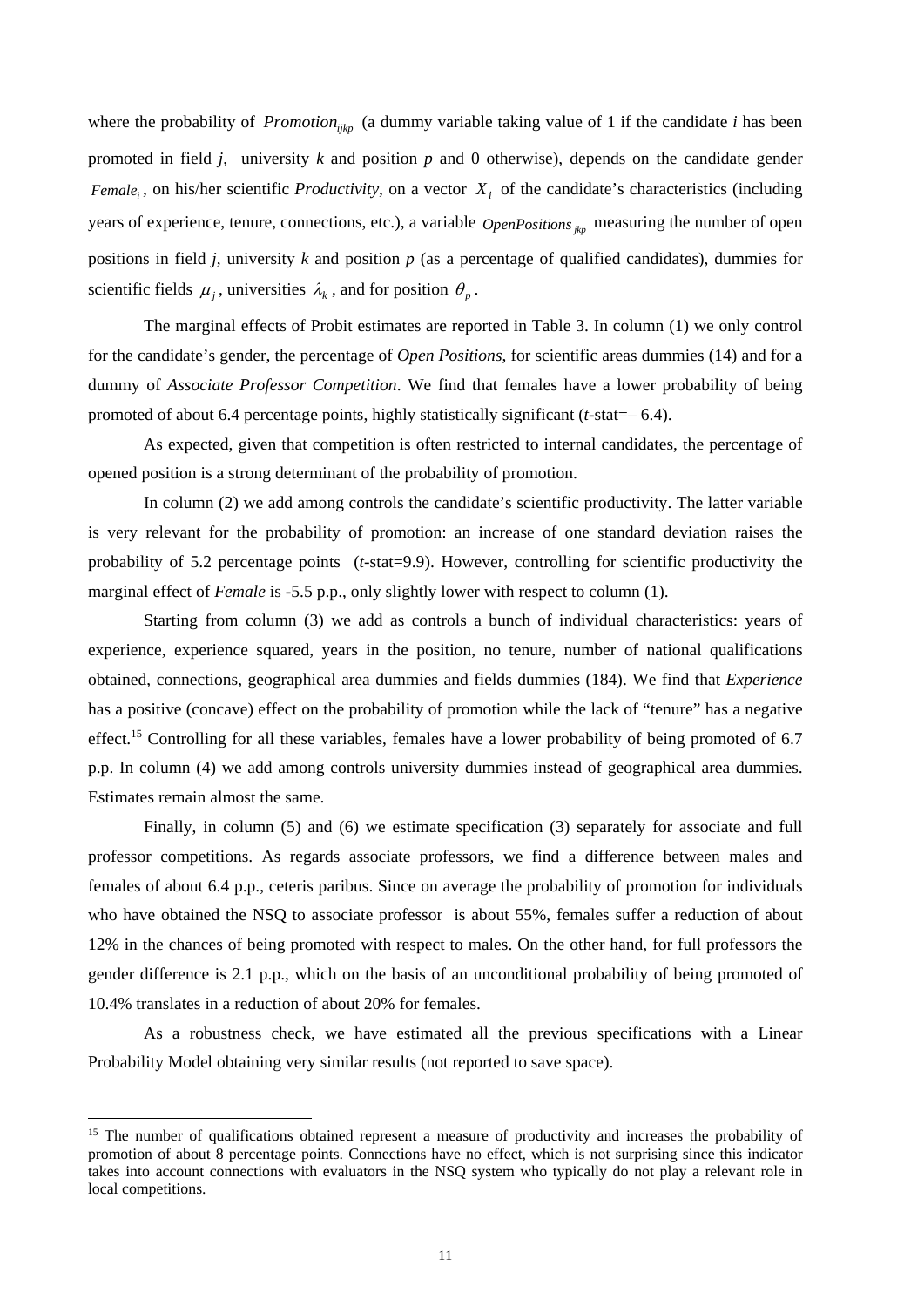where the probability of $Promotion_{ijkp}$ (a dummy variable taking value of 1 if the candidate *i* has been promoted in field *j*, university *k* and position *p* and 0 otherwise), depends on the candidate gender $Female_i$, on his/her scientific *Productivity*, on a vector $X_i$ of the candidate's characteristics (including years of experience, tenure, connections, etc.), a variable $OpenPositions_{jkp}$ measuring the number of open positions in field *j*, university *k* and position *p* (as a percentage of qualified candidates), dummies for scientific fields $\mu_j$, universities $\lambda_k$, and for position $\theta_p$.

The marginal effects of Probit estimates are reported in Table 3. In column (1) we only control for the candidate's gender, the percentage of *Open Positions*, for scientific areas dummies (14) and for a dummy of *Associate Professor Competition*. We find that females have a lower probability of being promoted of about 6.4 percentage points, highly statistically significant (*t*-stat=– 6.4).

As expected, given that competition is often restricted to internal candidates, the percentage of opened position is a strong determinant of the probability of promotion.

In column (2) we add among controls the candidate's scientific productivity. The latter variable is very relevant for the probability of promotion: an increase of one standard deviation raises the probability of 5.2 percentage points (*t*-stat=9.9). However, controlling for scientific productivity the marginal effect of *Female* is -5.5 p.p., only slightly lower with respect to column (1).

Starting from column (3) we add as controls a bunch of individual characteristics: years of experience, experience squared, years in the position, no tenure, number of national qualifications obtained, connections, geographical area dummies and fields dummies (184). We find that *Experience* has a positive (concave) effect on the probability of promotion while the lack of "tenure" has a negative effect.[15] Controlling for all these variables, females have a lower probability of being promoted of 6.7 p.p. In column (4) we add among controls university dummies instead of geographical area dummies. Estimates remain almost the same.

Finally, in column (5) and (6) we estimate specification (3) separately for associate and full professor competitions. As regards associate professors, we find a difference between males and females of about 6.4 p.p., ceteris paribus. Since on average the probability of promotion for individuals who have obtained the NSQ to associate professor is about 55%, females suffer a reduction of about 12% in the chances of being promoted with respect to males. On the other hand, for full professors the gender difference is 2.1 p.p., which on the basis of an unconditional probability of being promoted of 10.4% translates in a reduction of about 20% for females.

As a robustness check, we have estimated all the previous specifications with a Linear Probability Model obtaining very similar results (not reported to save space).

[15] The number of qualifications obtained represent a measure of productivity and increases the probability of promotion of about 8 percentage points. Connections have no effect, which is not surprising since this indicator takes into account connections with evaluators in the NSQ system who typically do not play a relevant role in local competitions.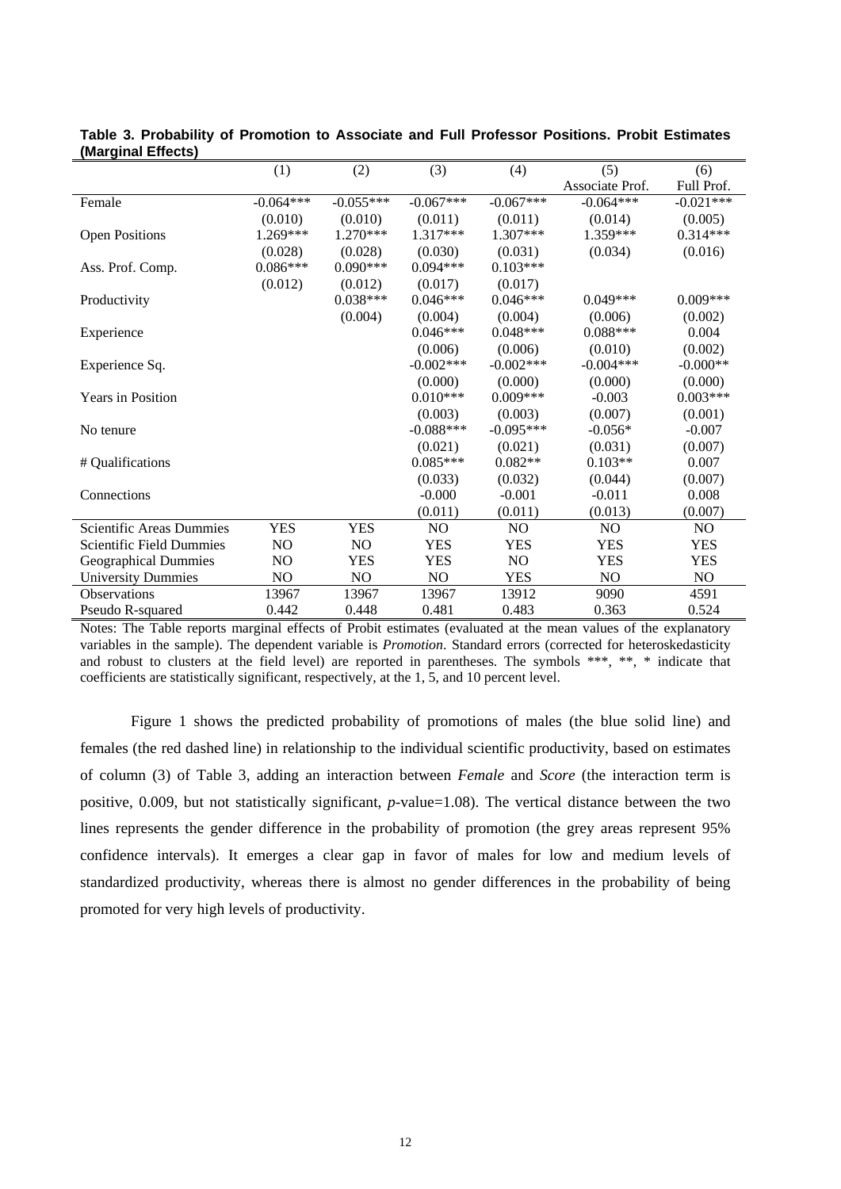**Table 3. Probability of Promotion to Associate and Full Professor Positions. Probit Estimates (Marginal Effects)**

| | (1) | (2) | (3) | (4) | (5) Associate Prof. | (6) Full Prof. |
|---|---|---|---|---|---|---|
| Female | -0.064*** | -0.055*** | -0.067*** | -0.067*** | -0.064*** | -0.021*** |
| | (0.010) | (0.010) | (0.011) | (0.011) | (0.014) | (0.005) |
| Open Positions | 1.269*** | 1.270*** | 1.317*** | 1.307*** | 1.359*** | 0.314*** |
| | (0.028) | (0.028) | (0.030) | (0.031) | (0.034) | (0.016) |
| Ass. Prof. Comp. | 0.086*** | 0.090*** | 0.094*** | 0.103*** | | |
| | (0.012) | (0.012) | (0.017) | (0.017) | | |
| Productivity | | 0.038*** | 0.046*** | 0.046*** | 0.049*** | 0.009*** |
| | | (0.004) | (0.004) | (0.004) | (0.006) | (0.002) |
| Experience | | | 0.046*** | 0.048*** | 0.088*** | 0.004 |
| | | | (0.006) | (0.006) | (0.010) | (0.002) |
| Experience Sq. | | | -0.002*** | -0.002*** | -0.004*** | -0.000** |
| | | | (0.000) | (0.000) | (0.000) | (0.000) |
| Years in Position | | | 0.010*** | 0.009*** | -0.003 | 0.003*** |
| | | | (0.003) | (0.003) | (0.007) | (0.001) |
| No tenure | | | -0.088*** | -0.095*** | -0.056* | -0.007 |
| | | | (0.021) | (0.021) | (0.031) | (0.007) |
| # Qualifications | | | 0.085*** | 0.082** | 0.103** | 0.007 |
| | | | (0.033) | (0.032) | (0.044) | (0.007) |
| Connections | | | -0.000 | -0.001 | -0.011 | 0.008 |
| | | | (0.011) | (0.011) | (0.013) | (0.007) |
| Scientific Areas Dummies | YES | YES | NO | NO | NO | NO |
| Scientific Field Dummies | NO | NO | YES | YES | YES | YES |
| Geographical Dummies | NO | YES | YES | NO | YES | YES |
| University Dummies | NO | NO | NO | YES | NO | NO |
| Observations | 13967 | 13967 | 13967 | 13912 | 9090 | 4591 |
| Pseudo R-squared | 0.442 | 0.448 | 0.481 | 0.483 | 0.363 | 0.524 |

Notes: The Table reports marginal effects of Probit estimates (evaluated at the mean values of the explanatory variables in the sample). The dependent variable is *Promotion*. Standard errors (corrected for heteroskedasticity and robust to clusters at the field level) are reported in parentheses. The symbols ***, **, * indicate that coefficients are statistically significant, respectively, at the 1, 5, and 10 percent level.

Figure 1 shows the predicted probability of promotions of males (the blue solid line) and females (the red dashed line) in relationship to the individual scientific productivity, based on estimates of column (3) of Table 3, adding an interaction between *Female* and *Score* (the interaction term is positive, 0.009, but not statistically significant, $p$-value=1.08). The vertical distance between the two lines represents the gender difference in the probability of promotion (the grey areas represent 95% confidence intervals). It emerges a clear gap in favor of males for low and medium levels of standardized productivity, whereas there is almost no gender differences in the probability of being promoted for very high levels of productivity.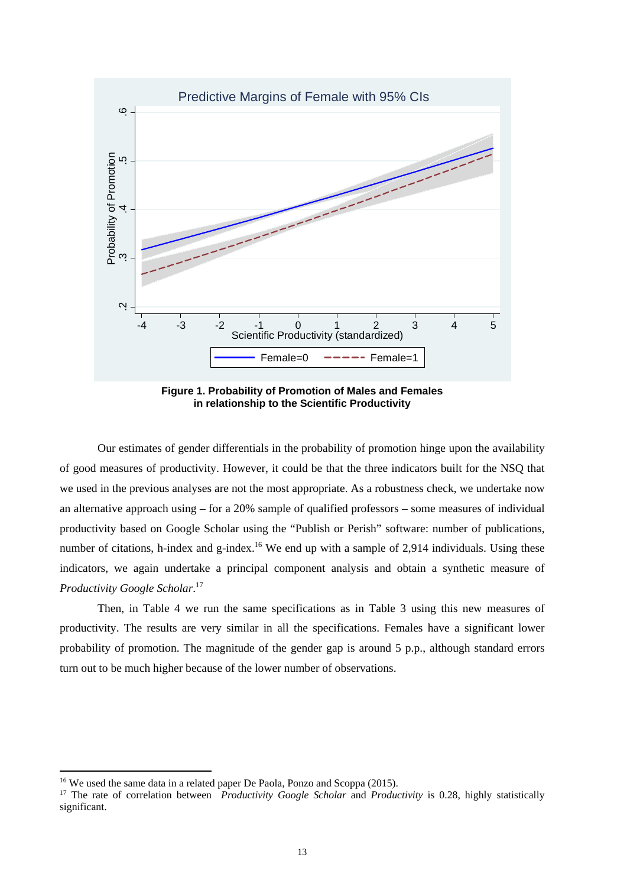**Figure 1. Probability of Promotion of Males and Females in relationship to the Scientific Productivity**

Our estimates of gender differentials in the probability of promotion hinge upon the availability of good measures of productivity. However, it could be that the three indicators built for the NSQ that we used in the previous analyses are not the most appropriate. As a robustness check, we undertake now an alternative approach using – for a 20% sample of qualified professors – some measures of individual productivity based on Google Scholar using the "Publish or Perish" software: number of publications, number of citations, h-index and g-index.[16] We end up with a sample of 2,914 individuals. Using these indicators, we again undertake a principal component analysis and obtain a synthetic measure of *Productivity Google Scholar*.[17]

Then, in Table 4 we run the same specifications as in Table 3 using this new measures of productivity. The results are very similar in all the specifications. Females have a significant lower probability of promotion. The magnitude of the gender gap is around 5 p.p., although standard errors turn out to be much higher because of the lower number of observations.

[16] We used the same data in a related paper De Paola, Ponzo and Scoppa (2015).

[17] The rate of correlation between *Productivity Google Scholar* and *Productivity* is 0.28, highly statistically significant.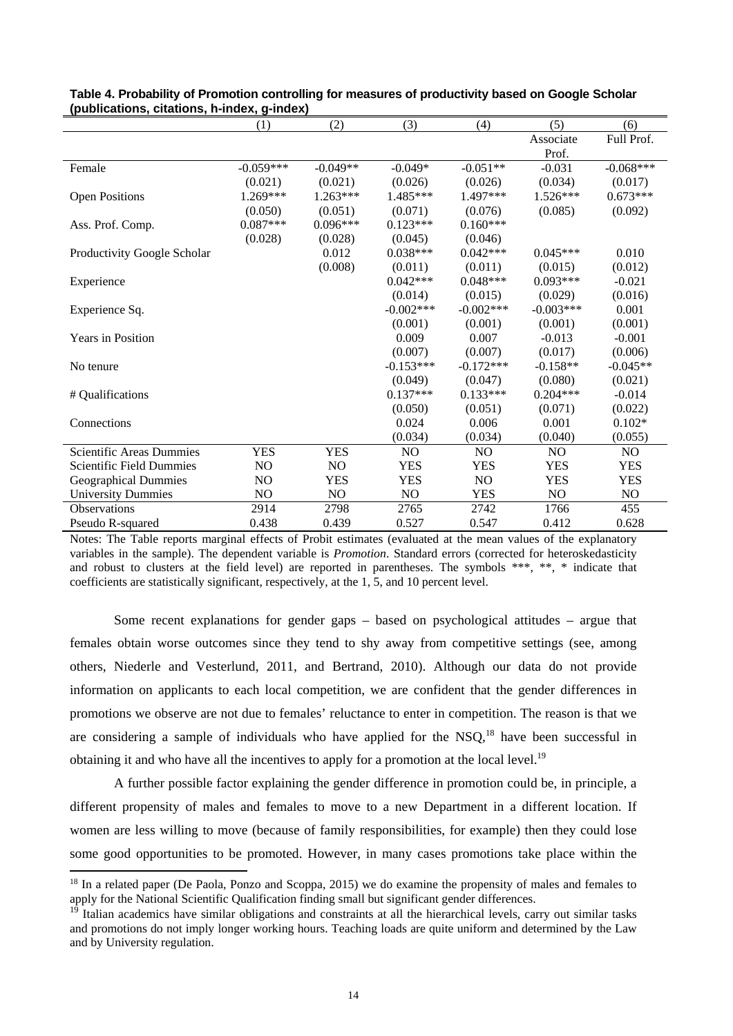**Table 4. Probability of Promotion controlling for measures of productivity based on Google Scholar (publications, citations, h-index, g-index)**

| | (1) | (2) | (3) | (4) | (5) | (6) |
|---|---|---|---|---|---|---|
| | | | | | Associate Prof. | Full Prof. |
| Female | -0.059*** | -0.049** | -0.049* | -0.051** | -0.031 | -0.068*** |
| | (0.021) | (0.021) | (0.026) | (0.026) | (0.034) | (0.017) |
| Open Positions | 1.269*** | 1.263*** | 1.485*** | 1.497*** | 1.526*** | 0.673*** |
| | (0.050) | (0.051) | (0.071) | (0.076) | (0.085) | (0.092) |
| Ass. Prof. Comp. | 0.087*** | 0.096*** | 0.123*** | 0.160*** | | |
| | (0.028) | (0.028) | (0.045) | (0.046) | | |
| Productivity Google Scholar | | 0.012 | 0.038*** | 0.042*** | 0.045*** | 0.010 |
| | | (0.008) | (0.011) | (0.011) | (0.015) | (0.012) |
| Experience | | | 0.042*** | 0.048*** | 0.093*** | -0.021 |
| | | | (0.014) | (0.015) | (0.029) | (0.016) |
| Experience Sq. | | | -0.002*** | -0.002*** | -0.003*** | 0.001 |
| | | | (0.001) | (0.001) | (0.001) | (0.001) |
| Years in Position | | | 0.009 | 0.007 | -0.013 | -0.001 |
| | | | (0.007) | (0.007) | (0.017) | (0.006) |
| No tenure | | | -0.153*** | -0.172*** | -0.158** | -0.045** |
| | | | (0.049) | (0.047) | (0.080) | (0.021) |
| # Qualifications | | | 0.137*** | 0.133*** | 0.204*** | -0.014 |
| | | | (0.050) | (0.051) | (0.071) | (0.022) |
| Connections | | | 0.024 | 0.006 | 0.001 | 0.102* |
| | | | (0.034) | (0.034) | (0.040) | (0.055) |
| Scientific Areas Dummies | YES | YES | NO | NO | NO | NO |
| Scientific Field Dummies | NO | NO | YES | YES | YES | YES |
| Geographical Dummies | NO | YES | YES | NO | YES | YES |
| University Dummies | NO | NO | NO | YES | NO | NO |
| Observations | 2914 | 2798 | 2765 | 2742 | 1766 | 455 |
| Pseudo R-squared | 0.438 | 0.439 | 0.527 | 0.547 | 0.412 | 0.628 |

Notes: The Table reports marginal effects of Probit estimates (evaluated at the mean values of the explanatory variables in the sample). The dependent variable is *Promotion*. Standard errors (corrected for heteroskedasticity and robust to clusters at the field level) are reported in parentheses. The symbols ***, **, * indicate that coefficients are statistically significant, respectively, at the 1, 5, and 10 percent level.

Some recent explanations for gender gaps – based on psychological attitudes – argue that females obtain worse outcomes since they tend to shy away from competitive settings (see, among others, Niederle and Vesterlund, 2011, and Bertrand, 2010). Although our data do not provide information on applicants to each local competition, we are confident that the gender differences in promotions we observe are not due to females' reluctance to enter in competition. The reason is that we are considering a sample of individuals who have applied for the NSQ,[18] have been successful in obtaining it and who have all the incentives to apply for a promotion at the local level.[19]

A further possible factor explaining the gender difference in promotion could be, in principle, a different propensity of males and females to move to a new Department in a different location. If women are less willing to move (because of family responsibilities, for example) then they could lose some good opportunities to be promoted. However, in many cases promotions take place within the

[18] In a related paper (De Paola, Ponzo and Scoppa, 2015) we do examine the propensity of males and females to apply for the National Scientific Qualification finding small but significant gender differences.

[19] Italian academics have similar obligations and constraints at all the hierarchical levels, carry out similar tasks and promotions do not imply longer working hours. Teaching loads are quite uniform and determined by the Law and by University regulation.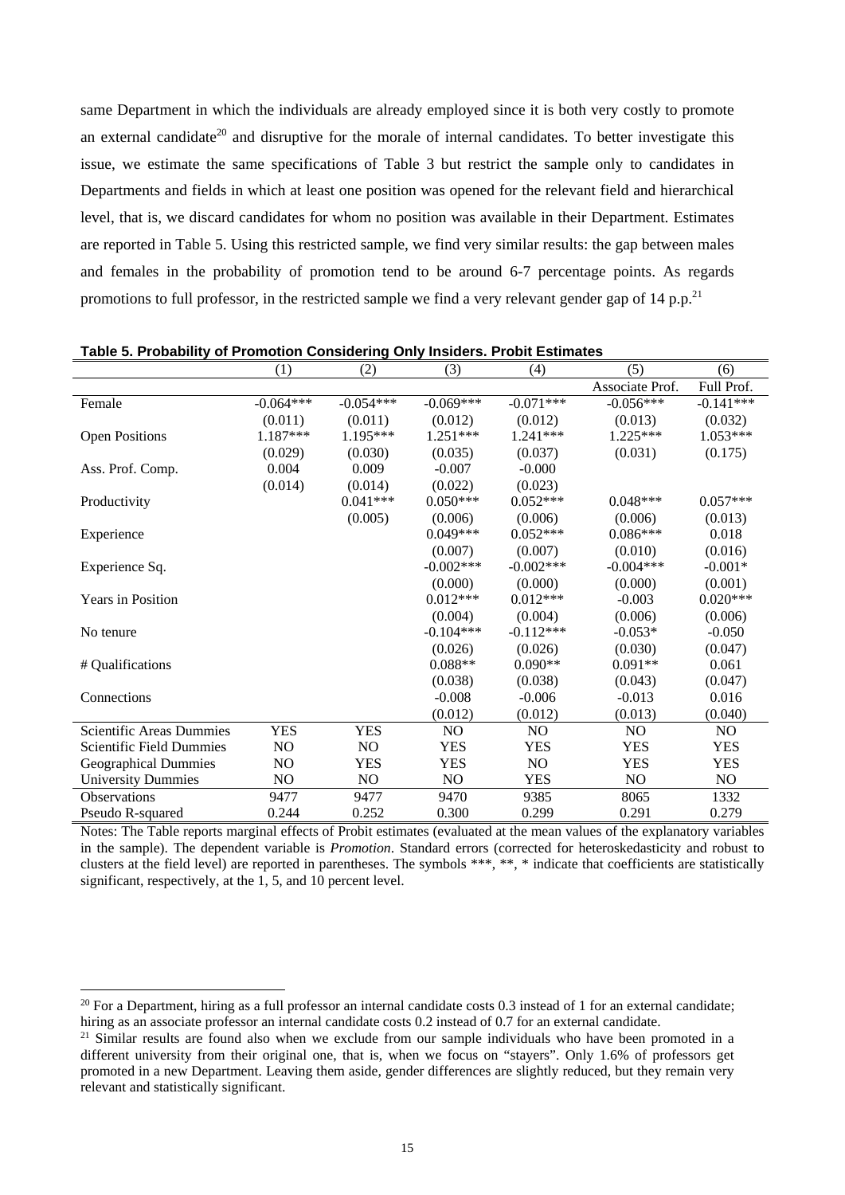same Department in which the individuals are already employed since it is both very costly to promote an external candidate[20] and disruptive for the morale of internal candidates. To better investigate this issue, we estimate the same specifications of Table 3 but restrict the sample only to candidates in Departments and fields in which at least one position was opened for the relevant field and hierarchical level, that is, we discard candidates for whom no position was available in their Department. Estimates are reported in Table 5. Using this restricted sample, we find very similar results: the gap between males and females in the probability of promotion tend to be around 6-7 percentage points. As regards promotions to full professor, in the restricted sample we find a very relevant gender gap of 14 p.p.[21]

**Table 5. Probability of Promotion Considering Only Insiders. Probit Estimates**

| | (1) | (2) | (3) | (4) | (5) | (6) |
|---|---|---|---|---|---|---|
| | | | | | Associate Prof. | Full Prof. |
| Female | -0.064*** | -0.054*** | -0.069*** | -0.071*** | -0.056*** | -0.141*** |
| | (0.011) | (0.011) | (0.012) | (0.012) | (0.013) | (0.032) |
| Open Positions | 1.187*** | 1.195*** | 1.251*** | 1.241*** | 1.225*** | 1.053*** |
| | (0.029) | (0.030) | (0.035) | (0.037) | (0.031) | (0.175) |
| Ass. Prof. Comp. | 0.004 | 0.009 | -0.007 | -0.000 | | |
| | (0.014) | (0.014) | (0.022) | (0.023) | | |
| Productivity | | 0.041*** | 0.050*** | 0.052*** | 0.048*** | 0.057*** |
| | | (0.005) | (0.006) | (0.006) | (0.006) | (0.013) |
| Experience | | | 0.049*** | 0.052*** | 0.086*** | 0.018 |
| | | | (0.007) | (0.007) | (0.010) | (0.016) |
| Experience Sq. | | | -0.002*** | -0.002*** | -0.004*** | -0.001* |
| | | | (0.000) | (0.000) | (0.000) | (0.001) |
| Years in Position | | | 0.012*** | 0.012*** | -0.003 | 0.020*** |
| | | | (0.004) | (0.004) | (0.006) | (0.006) |
| No tenure | | | -0.104*** | -0.112*** | -0.053* | -0.050 |
| | | | (0.026) | (0.026) | (0.030) | (0.047) |
| # Qualifications | | | 0.088** | 0.090** | 0.091** | 0.061 |
| | | | (0.038) | (0.038) | (0.043) | (0.047) |
| Connections | | | -0.008 | -0.006 | -0.013 | 0.016 |
| | | | (0.012) | (0.012) | (0.013) | (0.040) |
| Scientific Areas Dummies | YES | YES | NO | NO | NO | NO |
| Scientific Field Dummies | NO | NO | YES | YES | YES | YES |
| Geographical Dummies | NO | YES | YES | NO | YES | YES |
| University Dummies | NO | NO | NO | YES | NO | NO |
| Observations | 9477 | 9477 | 9470 | 9385 | 8065 | 1332 |
| Pseudo R-squared | 0.244 | 0.252 | 0.300 | 0.299 | 0.291 | 0.279 |

Notes: The Table reports marginal effects of Probit estimates (evaluated at the mean values of the explanatory variables in the sample). The dependent variable is *Promotion*. Standard errors (corrected for heteroskedasticity and robust to clusters at the field level) are reported in parentheses. The symbols ***, **, * indicate that coefficients are statistically significant, respectively, at the 1, 5, and 10 percent level.

[20] For a Department, hiring as a full professor an internal candidate costs 0.3 instead of 1 for an external candidate; hiring as an associate professor an internal candidate costs 0.2 instead of 0.7 for an external candidate.

[21] Similar results are found also when we exclude from our sample individuals who have been promoted in a different university from their original one, that is, when we focus on "stayers". Only 1.6% of professors get promoted in a new Department. Leaving them aside, gender differences are slightly reduced, but they remain very relevant and statistically significant.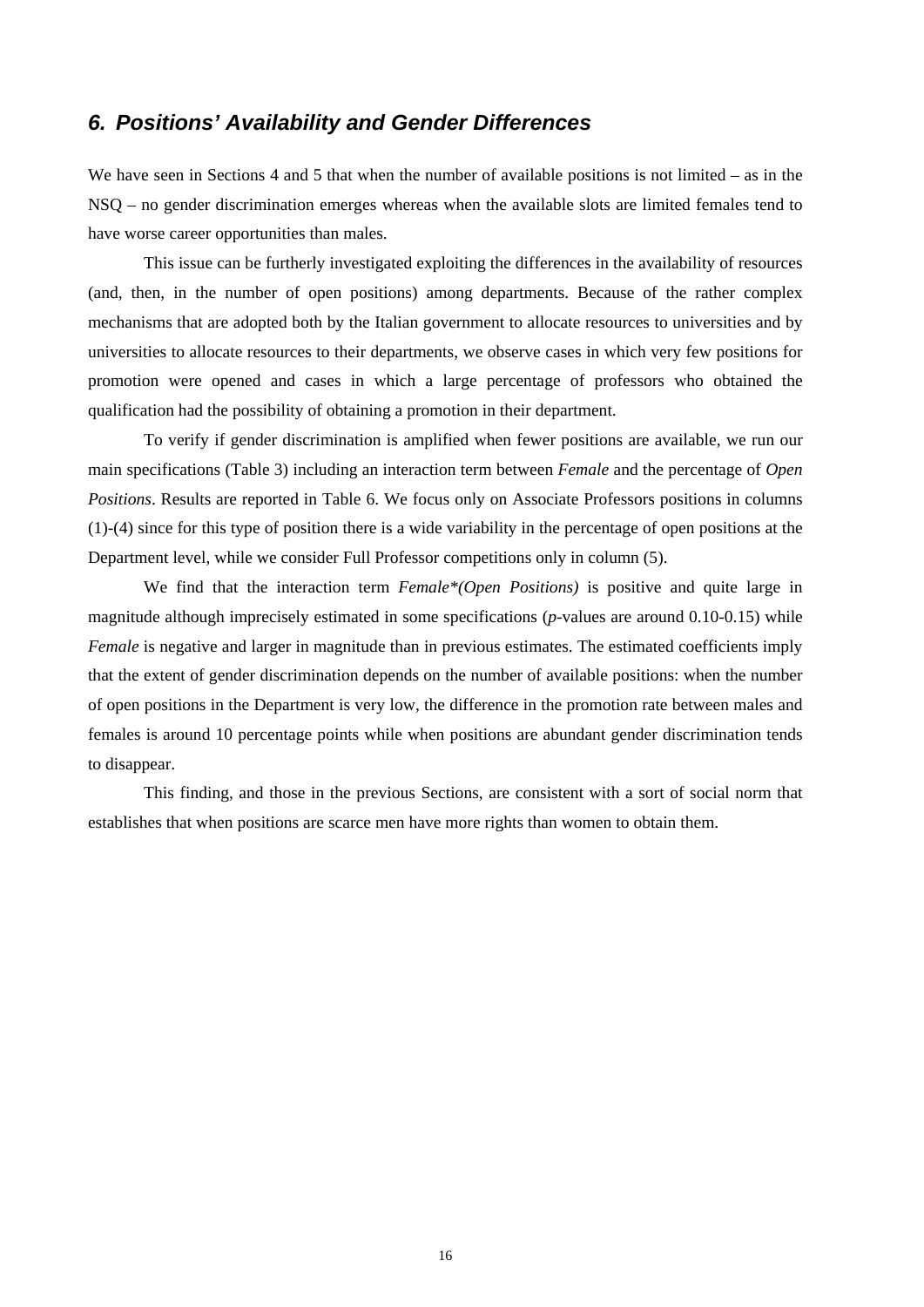## *6. Positions' Availability and Gender Differences*

We have seen in Sections 4 and 5 that when the number of available positions is not limited – as in the NSQ – no gender discrimination emerges whereas when the available slots are limited females tend to have worse career opportunities than males.

This issue can be furtherly investigated exploiting the differences in the availability of resources (and, then, in the number of open positions) among departments. Because of the rather complex mechanisms that are adopted both by the Italian government to allocate resources to universities and by universities to allocate resources to their departments, we observe cases in which very few positions for promotion were opened and cases in which a large percentage of professors who obtained the qualification had the possibility of obtaining a promotion in their department.

To verify if gender discrimination is amplified when fewer positions are available, we run our main specifications (Table 3) including an interaction term between *Female* and the percentage of *Open Positions*. Results are reported in Table 6. We focus only on Associate Professors positions in columns (1)-(4) since for this type of position there is a wide variability in the percentage of open positions at the Department level, while we consider Full Professor competitions only in column (5).

We find that the interaction term *Female\*(Open Positions)* is positive and quite large in magnitude although imprecisely estimated in some specifications (*p*-values are around 0.10-0.15) while *Female* is negative and larger in magnitude than in previous estimates. The estimated coefficients imply that the extent of gender discrimination depends on the number of available positions: when the number of open positions in the Department is very low, the difference in the promotion rate between males and females is around 10 percentage points while when positions are abundant gender discrimination tends to disappear.

This finding, and those in the previous Sections, are consistent with a sort of social norm that establishes that when positions are scarce men have more rights than women to obtain them.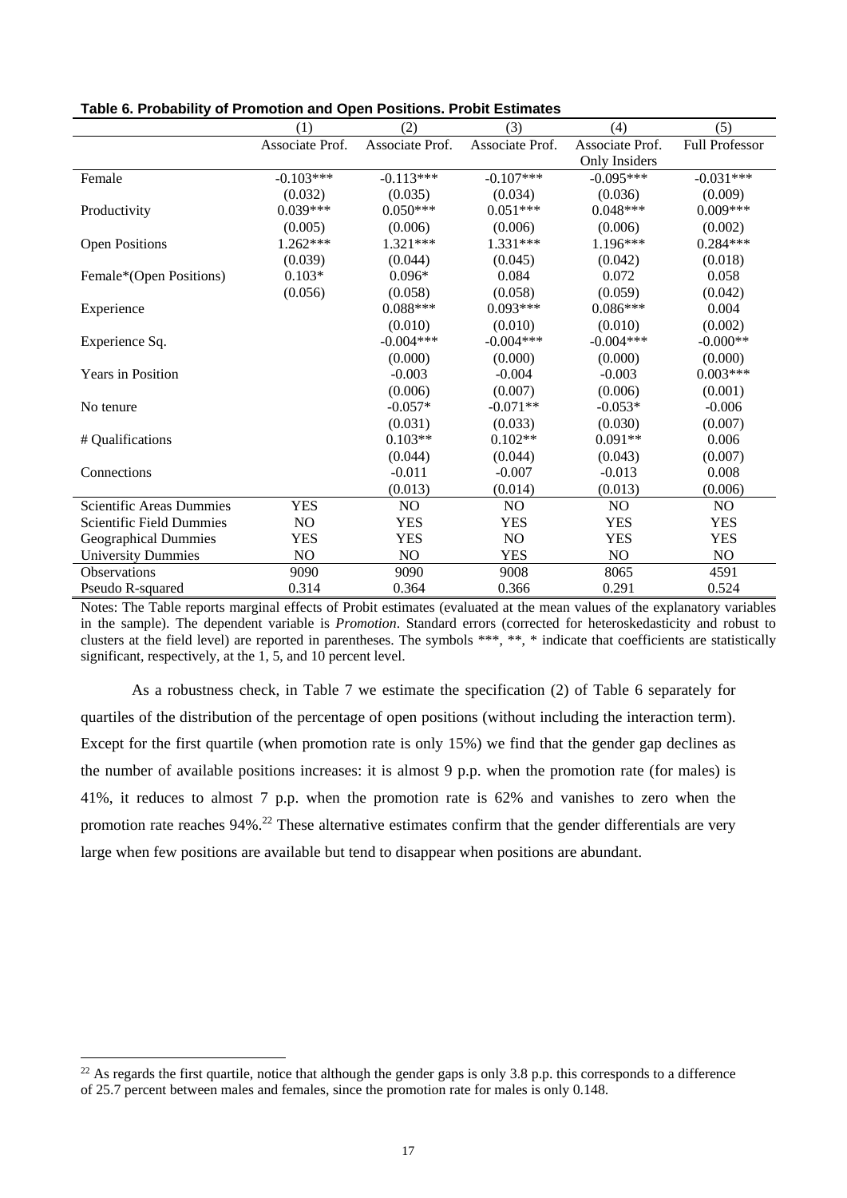**Table 6. Probability of Promotion and Open Positions. Probit Estimates**

| | (1) | (2) | (3) | (4) | (5) |
|---|---|---|---|---|---|
| | Associate Prof. | Associate Prof. | Associate Prof. | Associate Prof. Only Insiders | Full Professor |
| Female | -0.103*** | -0.113*** | -0.107*** | -0.095*** | -0.031*** |
| | (0.032) | (0.035) | (0.034) | (0.036) | (0.009) |
| Productivity | 0.039*** | 0.050*** | 0.051*** | 0.048*** | 0.009*** |
| | (0.005) | (0.006) | (0.006) | (0.006) | (0.002) |
| Open Positions | 1.262*** | 1.321*** | 1.331*** | 1.196*** | 0.284*** |
| | (0.039) | (0.044) | (0.045) | (0.042) | (0.018) |
| Female*(Open Positions) | 0.103* | 0.096* | 0.084 | 0.072 | 0.058 |
| | (0.056) | (0.058) | (0.058) | (0.059) | (0.042) |
| Experience | | 0.088*** | 0.093*** | 0.086*** | 0.004 |
| | | (0.010) | (0.010) | (0.010) | (0.002) |
| Experience Sq. | | -0.004*** | -0.004*** | -0.004*** | -0.000** |
| | | (0.000) | (0.000) | (0.000) | (0.000) |
| Years in Position | | -0.003 | -0.004 | -0.003 | 0.003*** |
| | | (0.006) | (0.007) | (0.006) | (0.001) |
| No tenure | | -0.057* | -0.071** | -0.053* | -0.006 |
| | | (0.031) | (0.033) | (0.030) | (0.007) |
| # Qualifications | | 0.103** | 0.102** | 0.091** | 0.006 |
| | | (0.044) | (0.044) | (0.043) | (0.007) |
| Connections | | -0.011 | -0.007 | -0.013 | 0.008 |
| | | (0.013) | (0.014) | (0.013) | (0.006) |
| Scientific Areas Dummies | YES | NO | NO | NO | NO |
| Scientific Field Dummies | NO | YES | YES | YES | YES |
| Geographical Dummies | YES | YES | NO | YES | YES |
| University Dummies | NO | NO | YES | NO | NO |
| Observations | 9090 | 9090 | 9008 | 8065 | 4591 |
| Pseudo R-squared | 0.314 | 0.364 | 0.366 | 0.291 | 0.524 |

Notes: The Table reports marginal effects of Probit estimates (evaluated at the mean values of the explanatory variables in the sample). The dependent variable is *Promotion*. Standard errors (corrected for heteroskedasticity and robust to clusters at the field level) are reported in parentheses. The symbols ***, **, * indicate that coefficients are statistically significant, respectively, at the 1, 5, and 10 percent level.

As a robustness check, in Table 7 we estimate the specification (2) of Table 6 separately for quartiles of the distribution of the percentage of open positions (without including the interaction term). Except for the first quartile (when promotion rate is only 15%) we find that the gender gap declines as the number of available positions increases: it is almost 9 p.p. when the promotion rate (for males) is 41%, it reduces to almost 7 p.p. when the promotion rate is 62% and vanishes to zero when the promotion rate reaches 94%.[22] These alternative estimates confirm that the gender differentials are very large when few positions are available but tend to disappear when positions are abundant.

[22] As regards the first quartile, notice that although the gender gaps is only 3.8 p.p. this corresponds to a difference of 25.7 percent between males and females, since the promotion rate for males is only 0.148.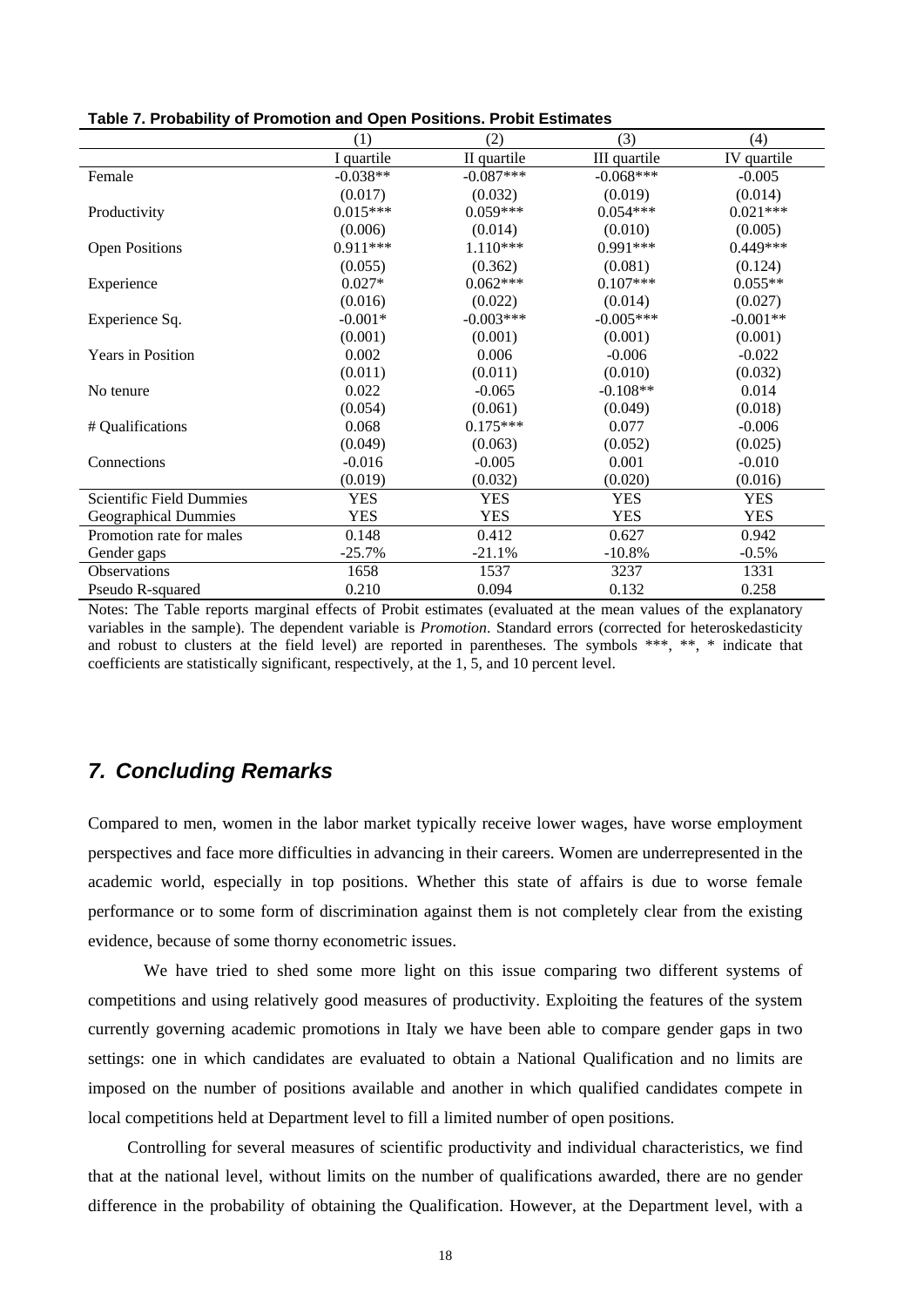**Table 7. Probability of Promotion and Open Positions. Probit Estimates**

| | (1) | (2) | (3) | (4) |
|---|---|---|---|---|
| | I quartile | II quartile | III quartile | IV quartile |
| Female | -0.038** | -0.087*** | -0.068*** | -0.005 |
| | (0.017) | (0.032) | (0.019) | (0.014) |
| Productivity | 0.015*** | 0.059*** | 0.054*** | 0.021*** |
| | (0.006) | (0.014) | (0.010) | (0.005) |
| Open Positions | 0.911*** | 1.110*** | 0.991*** | 0.449*** |
| | (0.055) | (0.362) | (0.081) | (0.124) |
| Experience | 0.027* | 0.062*** | 0.107*** | 0.055** |
| | (0.016) | (0.022) | (0.014) | (0.027) |
| Experience Sq. | -0.001* | -0.003*** | -0.005*** | -0.001** |
| | (0.001) | (0.001) | (0.001) | (0.001) |
| Years in Position | 0.002 | 0.006 | -0.006 | -0.022 |
| | (0.011) | (0.011) | (0.010) | (0.032) |
| No tenure | 0.022 | -0.065 | -0.108** | 0.014 |
| | (0.054) | (0.061) | (0.049) | (0.018) |
| # Qualifications | 0.068 | 0.175*** | 0.077 | -0.006 |
| | (0.049) | (0.063) | (0.052) | (0.025) |
| Connections | -0.016 | -0.005 | 0.001 | -0.010 |
| | (0.019) | (0.032) | (0.020) | (0.016) |
| Scientific Field Dummies | YES | YES | YES | YES |
| Geographical Dummies | YES | YES | YES | YES |
| Promotion rate for males | 0.148 | 0.412 | 0.627 | 0.942 |
| Gender gaps | -25.7% | -21.1% | -10.8% | -0.5% |
| Observations | 1658 | 1537 | 3237 | 1331 |
| Pseudo R-squared | 0.210 | 0.094 | 0.132 | 0.258 |

Notes: The Table reports marginal effects of Probit estimates (evaluated at the mean values of the explanatory variables in the sample). The dependent variable is *Promotion*. Standard errors (corrected for heteroskedasticity and robust to clusters at the field level) are reported in parentheses. The symbols ***, **, * indicate that coefficients are statistically significant, respectively, at the 1, 5, and 10 percent level.

## 7. Concluding Remarks

Compared to men, women in the labor market typically receive lower wages, have worse employment perspectives and face more difficulties in advancing in their careers. Women are underrepresented in the academic world, especially in top positions. Whether this state of affairs is due to worse female performance or to some form of discrimination against them is not completely clear from the existing evidence, because of some thorny econometric issues.

We have tried to shed some more light on this issue comparing two different systems of competitions and using relatively good measures of productivity. Exploiting the features of the system currently governing academic promotions in Italy we have been able to compare gender gaps in two settings: one in which candidates are evaluated to obtain a National Qualification and no limits are imposed on the number of positions available and another in which qualified candidates compete in local competitions held at Department level to fill a limited number of open positions.

Controlling for several measures of scientific productivity and individual characteristics, we find that at the national level, without limits on the number of qualifications awarded, there are no gender difference in the probability of obtaining the Qualification. However, at the Department level, with a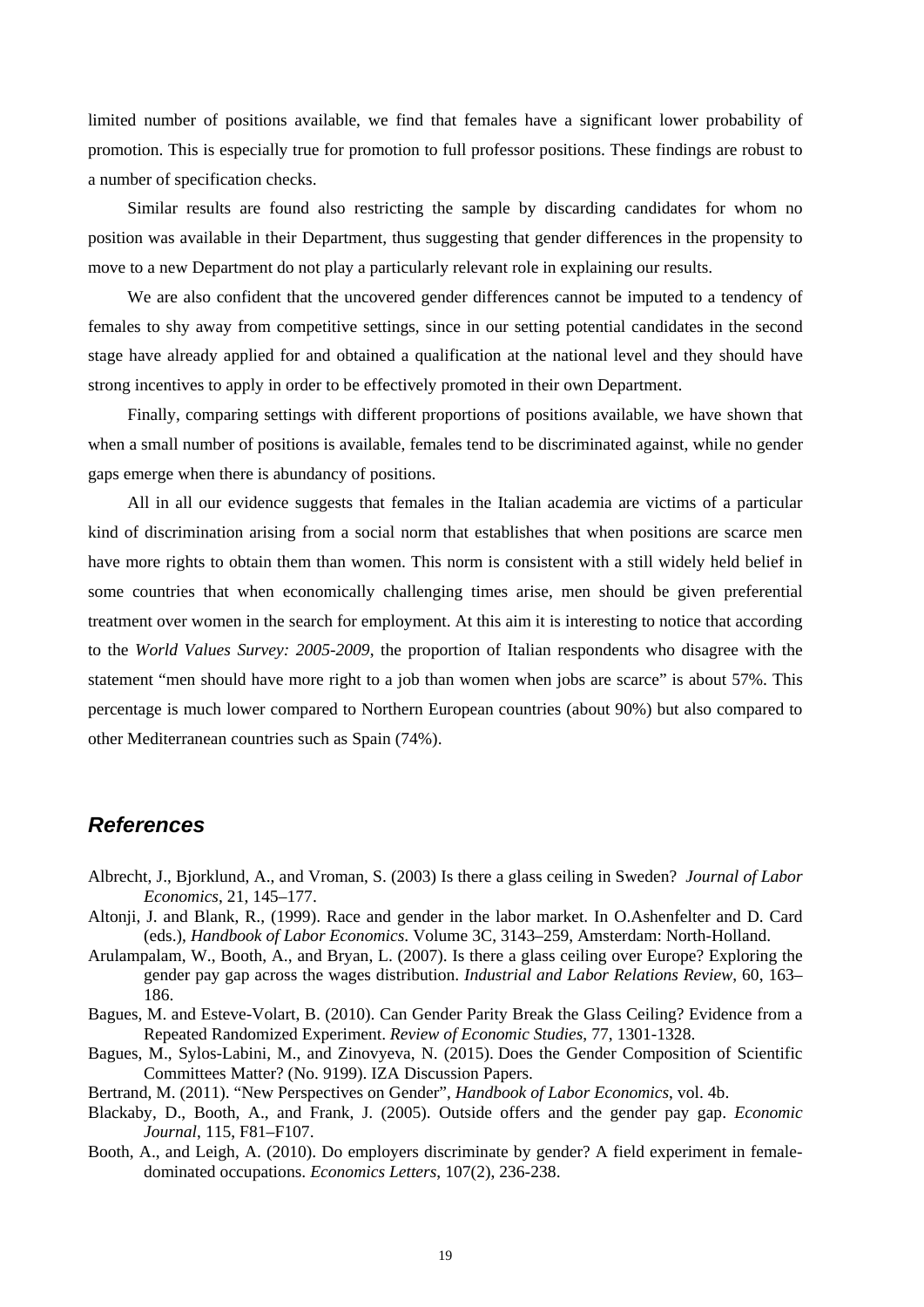limited number of positions available, we find that females have a significant lower probability of promotion. This is especially true for promotion to full professor positions. These findings are robust to a number of specification checks.

Similar results are found also restricting the sample by discarding candidates for whom no position was available in their Department, thus suggesting that gender differences in the propensity to move to a new Department do not play a particularly relevant role in explaining our results.

We are also confident that the uncovered gender differences cannot be imputed to a tendency of females to shy away from competitive settings, since in our setting potential candidates in the second stage have already applied for and obtained a qualification at the national level and they should have strong incentives to apply in order to be effectively promoted in their own Department.

Finally, comparing settings with different proportions of positions available, we have shown that when a small number of positions is available, females tend to be discriminated against, while no gender gaps emerge when there is abundancy of positions.

All in all our evidence suggests that females in the Italian academia are victims of a particular kind of discrimination arising from a social norm that establishes that when positions are scarce men have more rights to obtain them than women. This norm is consistent with a still widely held belief in some countries that when economically challenging times arise, men should be given preferential treatment over women in the search for employment. At this aim it is interesting to notice that according to the *World Values Survey: 2005-2009*, the proportion of Italian respondents who disagree with the statement "men should have more right to a job than women when jobs are scarce" is about 57%. This percentage is much lower compared to Northern European countries (about 90%) but also compared to other Mediterranean countries such as Spain (74%).

## *References*

Albrecht, J., Bjorklund, A., and Vroman, S. (2003) Is there a glass ceiling in Sweden? *Journal of Labor Economics*, 21, 145–177.

Altonji, J. and Blank, R., (1999). Race and gender in the labor market. In O.Ashenfelter and D. Card (eds.), *Handbook of Labor Economics*. Volume 3C, 3143–259, Amsterdam: North-Holland.

Arulampalam, W., Booth, A., and Bryan, L. (2007). Is there a glass ceiling over Europe? Exploring the gender pay gap across the wages distribution. *Industrial and Labor Relations Review*, 60, 163–186.

Bagues, M. and Esteve-Volart, B. (2010). Can Gender Parity Break the Glass Ceiling? Evidence from a Repeated Randomized Experiment. *Review of Economic Studies*, 77, 1301-1328.

Bagues, M., Sylos-Labini, M., and Zinovyeva, N. (2015). Does the Gender Composition of Scientific Committees Matter? (No. 9199). IZA Discussion Papers.

Bertrand, M. (2011). "New Perspectives on Gender", *Handbook of Labor Economics*, vol. 4b.

Blackaby, D., Booth, A., and Frank, J. (2005). Outside offers and the gender pay gap. *Economic Journal*, 115, F81–F107.

Booth, A., and Leigh, A. (2010). Do employers discriminate by gender? A field experiment in female-dominated occupations. *Economics Letters*, 107(2), 236-238.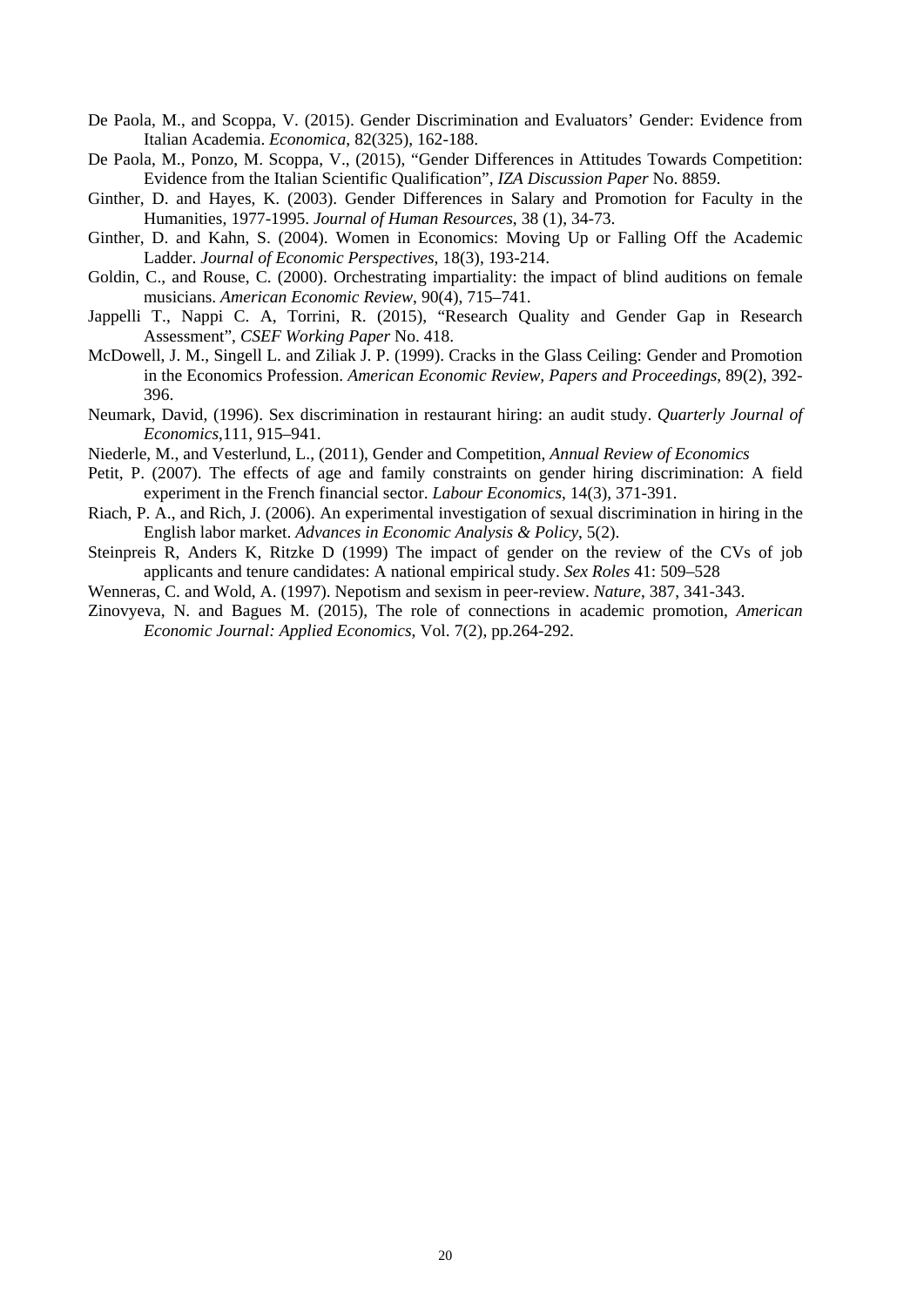De Paola, M., and Scoppa, V. (2015). Gender Discrimination and Evaluators' Gender: Evidence from Italian Academia. *Economica*, 82(325), 162-188.

De Paola, M., Ponzo, M. Scoppa, V., (2015), "Gender Differences in Attitudes Towards Competition: Evidence from the Italian Scientific Qualification", *IZA Discussion Paper* No. 8859.

Ginther, D. and Hayes, K. (2003). Gender Differences in Salary and Promotion for Faculty in the Humanities, 1977-1995. *Journal of Human Resources*, 38 (1), 34-73.

Ginther, D. and Kahn, S. (2004). Women in Economics: Moving Up or Falling Off the Academic Ladder. *Journal of Economic Perspectives*, 18(3), 193-214.

Goldin, C., and Rouse, C. (2000). Orchestrating impartiality: the impact of blind auditions on female musicians. *American Economic Review*, 90(4), 715–741.

Jappelli T., Nappi C. A, Torrini, R. (2015), "Research Quality and Gender Gap in Research Assessment", *CSEF Working Paper* No. 418.

McDowell, J. M., Singell L. and Ziliak J. P. (1999). Cracks in the Glass Ceiling: Gender and Promotion in the Economics Profession. *American Economic Review, Papers and Proceedings*, 89(2), 392-396.

Neumark, David, (1996). Sex discrimination in restaurant hiring: an audit study. *Quarterly Journal of Economics*,111, 915–941.

Niederle, M., and Vesterlund, L., (2011), Gender and Competition, *Annual Review of Economics*

Petit, P. (2007). The effects of age and family constraints on gender hiring discrimination: A field experiment in the French financial sector. *Labour Economics*, 14(3), 371-391.

Riach, P. A., and Rich, J. (2006). An experimental investigation of sexual discrimination in hiring in the English labor market. *Advances in Economic Analysis & Policy*, 5(2).

Steinpreis R, Anders K, Ritzke D (1999) The impact of gender on the review of the CVs of job applicants and tenure candidates: A national empirical study. *Sex Roles* 41: 509–528

Wenneras, C. and Wold, A. (1997). Nepotism and sexism in peer-review. *Nature*, 387, 341-343.

Zinovyeva, N. and Bagues M. (2015), The role of connections in academic promotion, *American Economic Journal: Applied Economics*, Vol. 7(2), pp.264-292.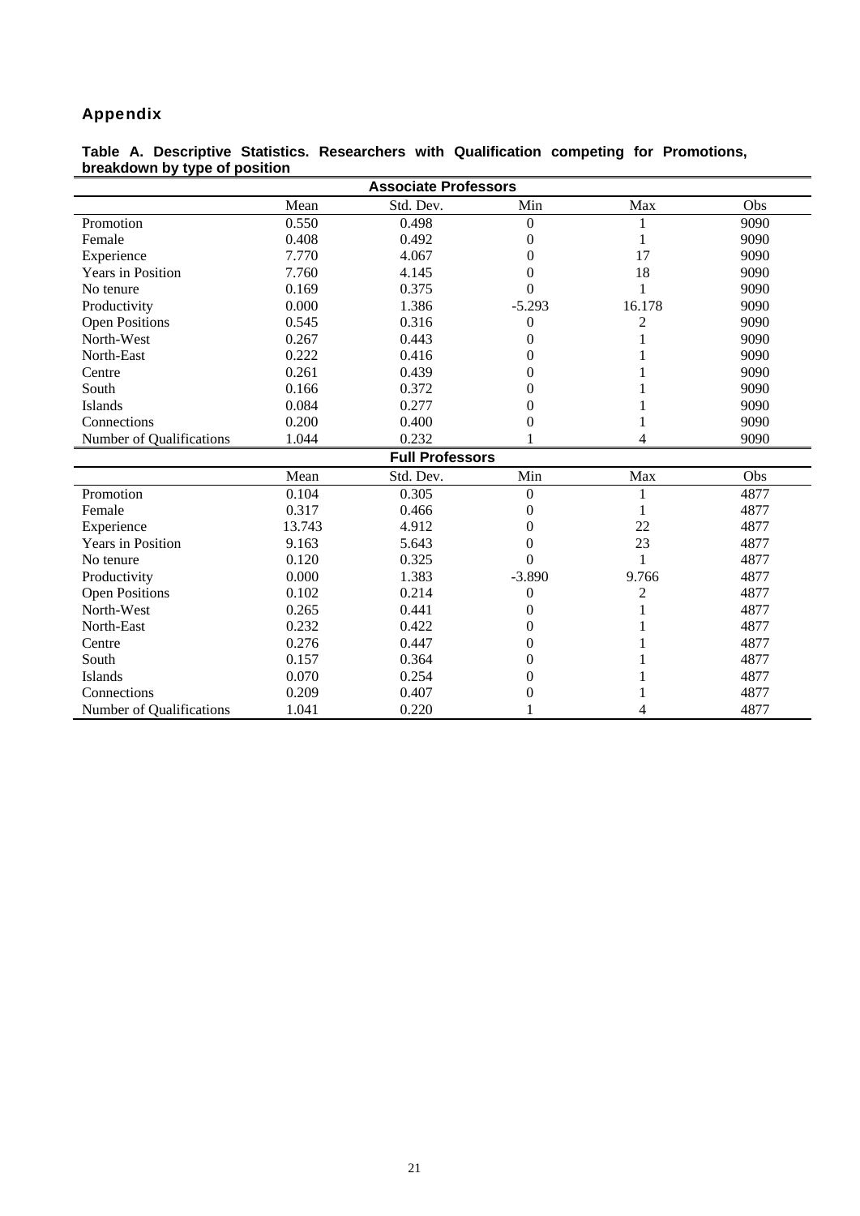## Appendix

**Table A. Descriptive Statistics. Researchers with Qualification competing for Promotions, breakdown by type of position**

| | Mean | Std. Dev. | Min | Max | Obs |
|---|---|---|---|---|---|
| **Associate Professors** | | | | | |
| Promotion | 0.550 | 0.498 | 0 | 1 | 9090 |
| Female | 0.408 | 0.492 | 0 | 1 | 9090 |
| Experience | 7.770 | 4.067 | 0 | 17 | 9090 |
| Years in Position | 7.760 | 4.145 | 0 | 18 | 9090 |
| No tenure | 0.169 | 0.375 | 0 | 1 | 9090 |
| Productivity | 0.000 | 1.386 | -5.293 | 16.178 | 9090 |
| Open Positions | 0.545 | 0.316 | 0 | 2 | 9090 |
| North-West | 0.267 | 0.443 | 0 | 1 | 9090 |
| North-East | 0.222 | 0.416 | 0 | 1 | 9090 |
| Centre | 0.261 | 0.439 | 0 | 1 | 9090 |
| South | 0.166 | 0.372 | 0 | 1 | 9090 |
| Islands | 0.084 | 0.277 | 0 | 1 | 9090 |
| Connections | 0.200 | 0.400 | 0 | 1 | 9090 |
| Number of Qualifications | 1.044 | 0.232 | 1 | 4 | 9090 |
| **Full Professors** | | | | | |
| | Mean | Std. Dev. | Min | Max | Obs |
| Promotion | 0.104 | 0.305 | 0 | 1 | 4877 |
| Female | 0.317 | 0.466 | 0 | 1 | 4877 |
| Experience | 13.743 | 4.912 | 0 | 22 | 4877 |
| Years in Position | 9.163 | 5.643 | 0 | 23 | 4877 |
| No tenure | 0.120 | 0.325 | 0 | 1 | 4877 |
| Productivity | 0.000 | 1.383 | -3.890 | 9.766 | 4877 |
| Open Positions | 0.102 | 0.214 | 0 | 2 | 4877 |
| North-West | 0.265 | 0.441 | 0 | 1 | 4877 |
| North-East | 0.232 | 0.422 | 0 | 1 | 4877 |
| Centre | 0.276 | 0.447 | 0 | 1 | 4877 |
| South | 0.157 | 0.364 | 0 | 1 | 4877 |
| Islands | 0.070 | 0.254 | 0 | 1 | 4877 |
| Connections | 0.209 | 0.407 | 0 | 1 | 4877 |
| Number of Qualifications | 1.041 | 0.220 | 1 | 4 | 4877 |